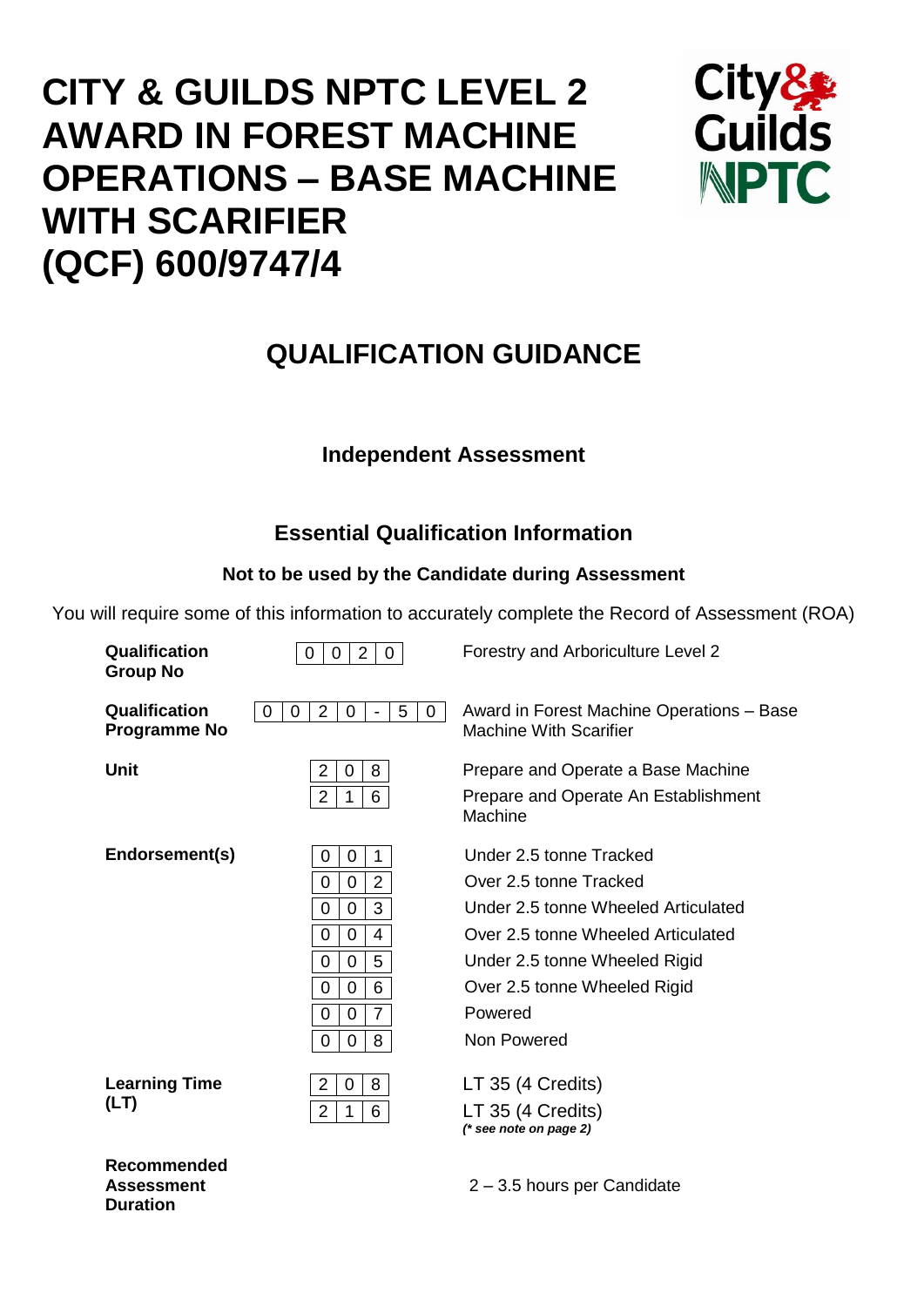# CITY & GUILDS NPTC LEVEL 2 AWARD IN FOREST MACHINE OPERATIONS – BASE MACHINE WITH SCARIFIER (QCF) 600/9747/4

## QUALIFICATION GUIDANCE

### Independent Assessment

### Essential Qualification Information

**Not to be used by the Candidate during Assessment**

You will require some of this information to accurately complete the Record of Assessment (ROA)

| | | |
|---|---|---|
| **Qualification Group No** | 0020 | Forestry and Arboriculture Level 2 |
| **Qualification Programme No** | 0020-50 | Award in Forest Machine Operations – Base Machine With Scarifier |
| **Unit** | 208 | Prepare and Operate a Base Machine |
| | 216 | Prepare and Operate An Establishment Machine |
| **Endorsement(s)** | 001 | Under 2.5 tonne Tracked |
| | 002 | Over 2.5 tonne Tracked |
| | 003 | Under 2.5 tonne Wheeled Articulated |
| | 004 | Over 2.5 tonne Wheeled Articulated |
| | 005 | Under 2.5 tonne Wheeled Rigid |
| | 006 | Over 2.5 tonne Wheeled Rigid |
| | 007 | Powered |
| | 008 | Non Powered |
| **Learning Time (LT)** | 208 | LT 35 (4 Credits) |
| | 216 | LT 35 (4 Credits) *(\* see note on page 2)* |
| **Recommended Assessment Duration** | | 2 – 3.5 hours per Candidate |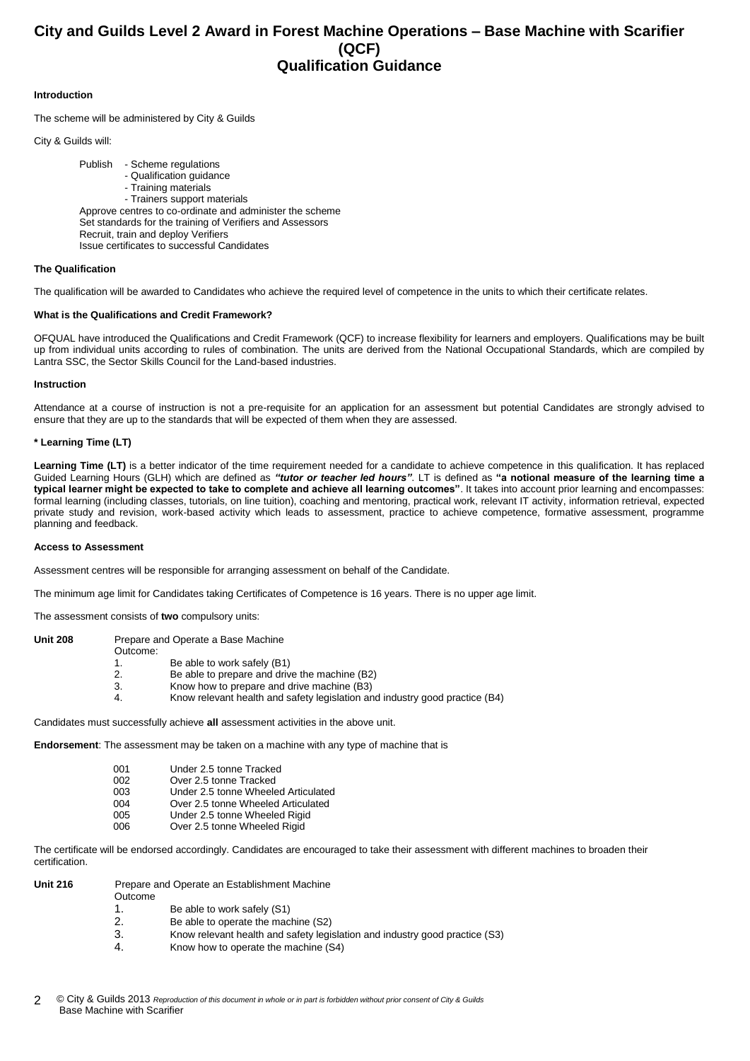# City and Guilds Level 2 Award in Forest Machine Operations – Base Machine with Scarifier (QCF)
## Qualification Guidance

**Introduction**

The scheme will be administered by City & Guilds

City & Guilds will:

Publish
- Scheme regulations
- Qualification guidance
- Training materials
- Trainers support materials

Approve centres to co-ordinate and administer the scheme
Set standards for the training of Verifiers and Assessors
Recruit, train and deploy Verifiers
Issue certificates to successful Candidates

**The Qualification**

The qualification will be awarded to Candidates who achieve the required level of competence in the units to which their certificate relates.

**What is the Qualifications and Credit Framework?**

OFQUAL have introduced the Qualifications and Credit Framework (QCF) to increase flexibility for learners and employers. Qualifications may be built up from individual units according to rules of combination. The units are derived from the National Occupational Standards, which are compiled by Lantra SSC, the Sector Skills Council for the Land-based industries.

**Instruction**

Attendance at a course of instruction is not a pre-requisite for an application for an assessment but potential Candidates are strongly advised to ensure that they are up to the standards that will be expected of them when they are assessed.

**\* Learning Time (LT)**

**Learning Time (LT)** is a better indicator of the time requirement needed for a candidate to achieve competence in this qualification. It has replaced Guided Learning Hours (GLH) which are defined as ***"tutor or teacher led hours"***. LT is defined as **"a notional measure of the learning time a typical learner might be expected to take to complete and achieve all learning outcomes"**. It takes into account prior learning and encompasses: formal learning (including classes, tutorials, on line tuition), coaching and mentoring, practical work, relevant IT activity, information retrieval, expected private study and revision, work-based activity which leads to assessment, practice to achieve competence, formative assessment, programme planning and feedback.

**Access to Assessment**

Assessment centres will be responsible for arranging assessment on behalf of the Candidate.

The minimum age limit for Candidates taking Certificates of Competence is 16 years. There is no upper age limit.

The assessment consists of **two** compulsory units:

**Unit 208** Prepare and Operate a Base Machine

Outcome:
1. Be able to work safely (B1)
2. Be able to prepare and drive the machine (B2)
3. Know how to prepare and drive machine (B3)
4. Know relevant health and safety legislation and industry good practice (B4)

Candidates must successfully achieve **all** assessment activities in the above unit.

**Endorsement**: The assessment may be taken on a machine with any type of machine that is

| | |
|---|---|
| 001 | Under 2.5 tonne Tracked |
| 002 | Over 2.5 tonne Tracked |
| 003 | Under 2.5 tonne Wheeled Articulated |
| 004 | Over 2.5 tonne Wheeled Articulated |
| 005 | Under 2.5 tonne Wheeled Rigid |
| 006 | Over 2.5 tonne Wheeled Rigid |

The certificate will be endorsed accordingly. Candidates are encouraged to take their assessment with different machines to broaden their certification.

**Unit 216** Prepare and Operate an Establishment Machine

Outcome
1. Be able to work safely (S1)
2. Be able to operate the machine (S2)
3. Know relevant health and safety legislation and industry good practice (S3)
4. Know how to operate the machine (S4)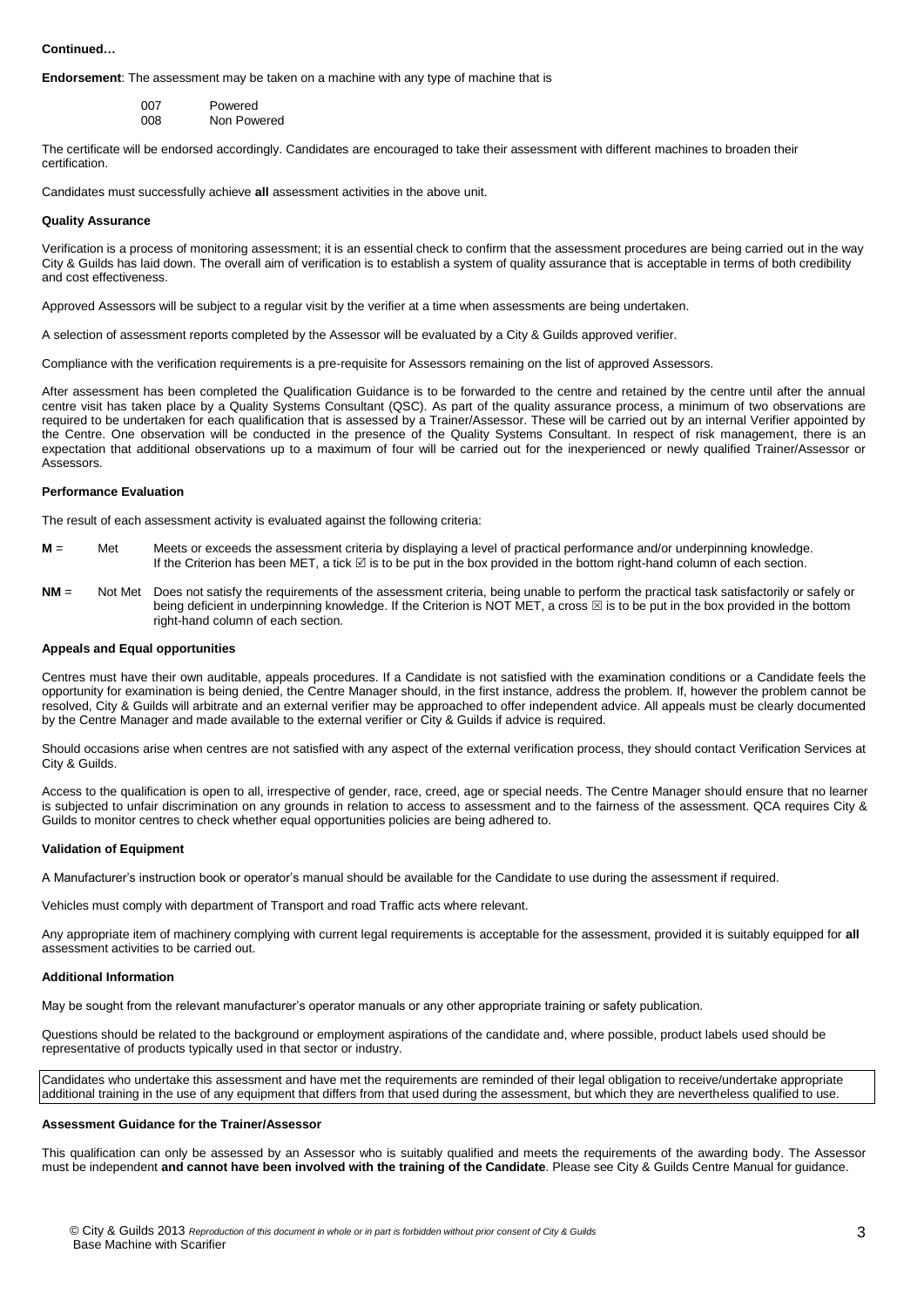**Continued…**

**Endorsement**: The assessment may be taken on a machine with any type of machine that is

| | |
|---|---|
| 007 | Powered |
| 008 | Non Powered |

The certificate will be endorsed accordingly. Candidates are encouraged to take their assessment with different machines to broaden their certification.

Candidates must successfully achieve **all** assessment activities in the above unit.

**Quality Assurance**

Verification is a process of monitoring assessment; it is an essential check to confirm that the assessment procedures are being carried out in the way City & Guilds has laid down. The overall aim of verification is to establish a system of quality assurance that is acceptable in terms of both credibility and cost effectiveness.

Approved Assessors will be subject to a regular visit by the verifier at a time when assessments are being undertaken.

A selection of assessment reports completed by the Assessor will be evaluated by a City & Guilds approved verifier.

Compliance with the verification requirements is a pre-requisite for Assessors remaining on the list of approved Assessors.

After assessment has been completed the Qualification Guidance is to be forwarded to the centre and retained by the centre until after the annual centre visit has taken place by a Quality Systems Consultant (QSC). As part of the quality assurance process, a minimum of two observations are required to be undertaken for each qualification that is assessed by a Trainer/Assessor. These will be carried out by an internal Verifier appointed by the Centre. One observation will be conducted in the presence of the Quality Systems Consultant. In respect of risk management, there is an expectation that additional observations up to a maximum of four will be carried out for the inexperienced or newly qualified Trainer/Assessor or Assessors.

**Performance Evaluation**

The result of each assessment activity is evaluated against the following criteria:

**M** = Met — Meets or exceeds the assessment criteria by displaying a level of practical performance and/or underpinning knowledge. If the Criterion has been MET, a tick ☑ is to be put in the box provided in the bottom right-hand column of each section.

**NM** = Not Met — Does not satisfy the requirements of the assessment criteria, being unable to perform the practical task satisfactorily or safely or being deficient in underpinning knowledge. If the Criterion is NOT MET, a cross ☒ is to be put in the box provided in the bottom right-hand column of each section.

**Appeals and Equal opportunities**

Centres must have their own auditable, appeals procedures. If a Candidate is not satisfied with the examination conditions or a Candidate feels the opportunity for examination is being denied, the Centre Manager should, in the first instance, address the problem. If, however the problem cannot be resolved, City & Guilds will arbitrate and an external verifier may be approached to offer independent advice. All appeals must be clearly documented by the Centre Manager and made available to the external verifier or City & Guilds if advice is required.

Should occasions arise when centres are not satisfied with any aspect of the external verification process, they should contact Verification Services at City & Guilds.

Access to the qualification is open to all, irrespective of gender, race, creed, age or special needs. The Centre Manager should ensure that no learner is subjected to unfair discrimination on any grounds in relation to access to assessment and to the fairness of the assessment. QCA requires City & Guilds to monitor centres to check whether equal opportunities policies are being adhered to.

**Validation of Equipment**

A Manufacturer's instruction book or operator's manual should be available for the Candidate to use during the assessment if required.

Vehicles must comply with department of Transport and road Traffic acts where relevant.

Any appropriate item of machinery complying with current legal requirements is acceptable for the assessment, provided it is suitably equipped for **all** assessment activities to be carried out.

**Additional Information**

May be sought from the relevant manufacturer's operator manuals or any other appropriate training or safety publication.

Questions should be related to the background or employment aspirations of the candidate and, where possible, product labels used should be representative of products typically used in that sector or industry.

Candidates who undertake this assessment and have met the requirements are reminded of their legal obligation to receive/undertake appropriate additional training in the use of any equipment that differs from that used during the assessment, but which they are nevertheless qualified to use.

**Assessment Guidance for the Trainer/Assessor**

This qualification can only be assessed by an Assessor who is suitably qualified and meets the requirements of the awarding body. The Assessor must be independent **and cannot have been involved with the training of the Candidate**. Please see City & Guilds Centre Manual for guidance.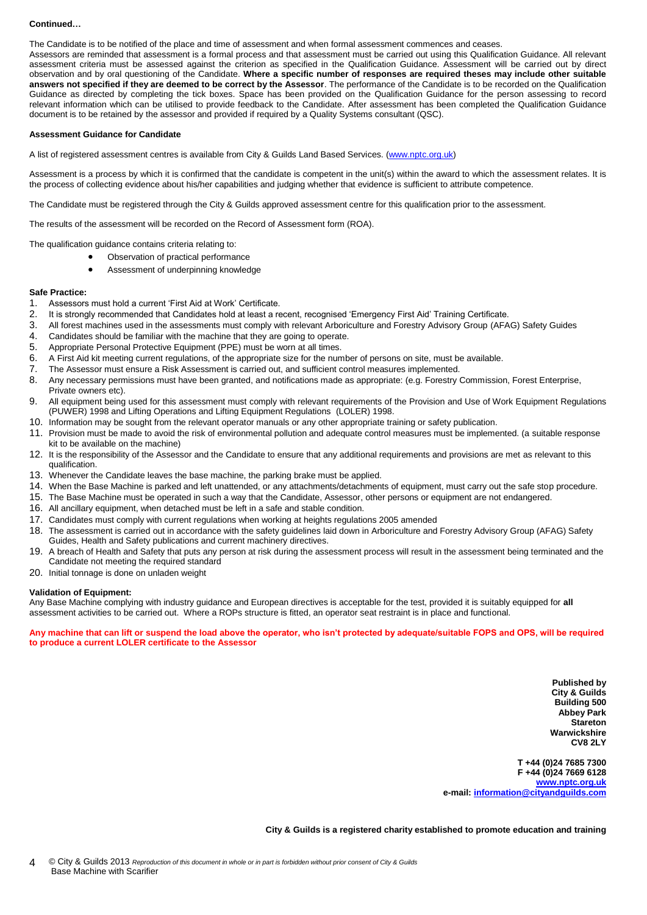**Continued…**

The Candidate is to be notified of the place and time of assessment and when formal assessment commences and ceases.
Assessors are reminded that assessment is a formal process and that assessment must be carried out using this Qualification Guidance. All relevant assessment criteria must be assessed against the criterion as specified in the Qualification Guidance. Assessment will be carried out by direct observation and by oral questioning of the Candidate. **Where a specific number of responses are required theses may include other suitable answers not specified if they are deemed to be correct by the Assessor**. The performance of the Candidate is to be recorded on the Qualification Guidance as directed by completing the tick boxes. Space has been provided on the Qualification Guidance for the person assessing to record relevant information which can be utilised to provide feedback to the Candidate. After assessment has been completed the Qualification Guidance document is to be retained by the assessor and provided if required by a Quality Systems consultant (QSC).

**Assessment Guidance for Candidate**

A list of registered assessment centres is available from City & Guilds Land Based Services. (www.nptc.org.uk)

Assessment is a process by which it is confirmed that the candidate is competent in the unit(s) within the award to which the assessment relates. It is the process of collecting evidence about his/her capabilities and judging whether that evidence is sufficient to attribute competence.

The Candidate must be registered through the City & Guilds approved assessment centre for this qualification prior to the assessment.

The results of the assessment will be recorded on the Record of Assessment form (ROA).

The qualification guidance contains criteria relating to:

- Observation of practical performance
- Assessment of underpinning knowledge

**Safe Practice:**

1. Assessors must hold a current 'First Aid at Work' Certificate.
2. It is strongly recommended that Candidates hold at least a recent, recognised 'Emergency First Aid' Training Certificate.
3. All forest machines used in the assessments must comply with relevant Arboriculture and Forestry Advisory Group (AFAG) Safety Guides
4. Candidates should be familiar with the machine that they are going to operate.
5. Appropriate Personal Protective Equipment (PPE) must be worn at all times.
6. A First Aid kit meeting current regulations, of the appropriate size for the number of persons on site, must be available.
7. The Assessor must ensure a Risk Assessment is carried out, and sufficient control measures implemented.
8. Any necessary permissions must have been granted, and notifications made as appropriate: (e.g. Forestry Commission, Forest Enterprise, Private owners etc).
9. All equipment being used for this assessment must comply with relevant requirements of the Provision and Use of Work Equipment Regulations (PUWER) 1998 and Lifting Operations and Lifting Equipment Regulations (LOLER) 1998.
10. Information may be sought from the relevant operator manuals or any other appropriate training or safety publication.
11. Provision must be made to avoid the risk of environmental pollution and adequate control measures must be implemented. (a suitable response kit to be available on the machine)
12. It is the responsibility of the Assessor and the Candidate to ensure that any additional requirements and provisions are met as relevant to this qualification.
13. Whenever the Candidate leaves the base machine, the parking brake must be applied.
14. When the Base Machine is parked and left unattended, or any attachments/detachments of equipment, must carry out the safe stop procedure.
15. The Base Machine must be operated in such a way that the Candidate, Assessor, other persons or equipment are not endangered.
16. All ancillary equipment, when detached must be left in a safe and stable condition.
17. Candidates must comply with current regulations when working at heights regulations 2005 amended
18. The assessment is carried out in accordance with the safety guidelines laid down in Arboriculture and Forestry Advisory Group (AFAG) Safety Guides, Health and Safety publications and current machinery directives.
19. A breach of Health and Safety that puts any person at risk during the assessment process will result in the assessment being terminated and the Candidate not meeting the required standard
20. Initial tonnage is done on unladen weight

**Validation of Equipment:**

Any Base Machine complying with industry guidance and European directives is acceptable for the test, provided it is suitably equipped for **all** assessment activities to be carried out. Where a ROPs structure is fitted, an operator seat restraint is in place and functional.

**Any machine that can lift or suspend the load above the operator, who isn't protected by adequate/suitable FOPS and OPS, will be required to produce a current LOLER certificate to the Assessor**

**Published by**
**City & Guilds**
**Building 500**
**Abbey Park**
**Stareton**
**Warwickshire**
**CV8 2LY**

**T +44 (0)24 7685 7300**
**F +44 (0)24 7669 6128**
**www.nptc.org.uk**
**e-mail: information@cityandguilds.com**

**City & Guilds is a registered charity established to promote education and training**

© City & Guilds 2013 *Reproduction of this document in whole or in part is forbidden without prior consent of City & Guilds*
Base Machine with Scarifier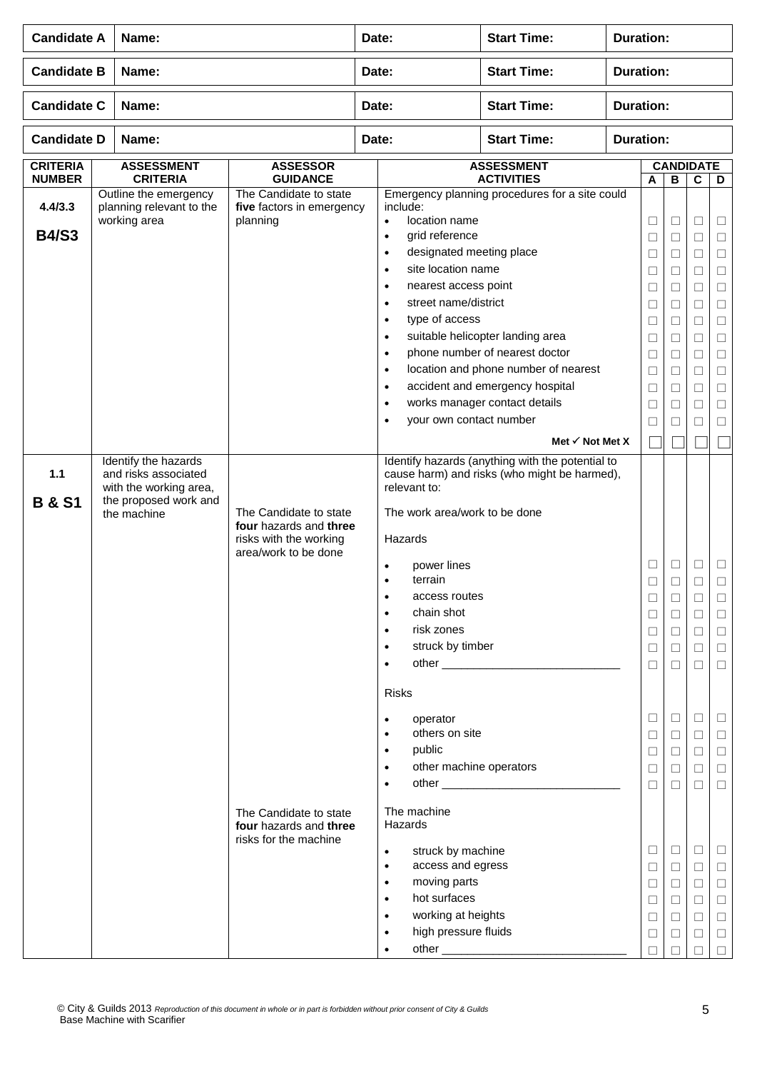| Candidate A | Name: | Date: | Start Time: | Duration: |
|---|---|---|---|---|
| **Candidate B** | **Name:** | **Date:** | **Start Time:** | **Duration:** |
| **Candidate C** | **Name:** | **Date:** | **Start Time:** | **Duration:** |
| **Candidate D** | **Name:** | **Date:** | **Start Time:** | **Duration:** |

| CRITERIA NUMBER | ASSESSMENT CRITERIA | ASSESSOR GUIDANCE | ASSESSMENT ACTIVITIES | CANDIDATE A | B | C | D |
|---|---|---|---|---|---|---|---|
| **4.4/3.3** **B4/S3** | Outline the emergency planning relevant to the working area | The Candidate to state **five** factors in emergency planning | Emergency planning procedures for a site could include: | | | | |
| | | | • location name | ☐ | ☐ | ☐ | ☐ |
| | | | • grid reference | ☐ | ☐ | ☐ | ☐ |
| | | | • designated meeting place | ☐ | ☐ | ☐ | ☐ |
| | | | • site location name | ☐ | ☐ | ☐ | ☐ |
| | | | • nearest access point | ☐ | ☐ | ☐ | ☐ |
| | | | • street name/district | ☐ | ☐ | ☐ | ☐ |
| | | | • type of access | ☐ | ☐ | ☐ | ☐ |
| | | | • suitable helicopter landing area | ☐ | ☐ | ☐ | ☐ |
| | | | • phone number of nearest doctor | ☐ | ☐ | ☐ | ☐ |
| | | | • location and phone number of nearest | ☐ | ☐ | ☐ | ☐ |
| | | | • accident and emergency hospital | ☐ | ☐ | ☐ | ☐ |
| | | | • works manager contact details | ☐ | ☐ | ☐ | ☐ |
| | | | • your own contact number | ☐ | ☐ | ☐ | ☐ |
| | | | **Met ✓ Not Met X** | ☐ | ☐ | ☐ | ☐ |
| **1.1** **B & S1** | Identify the hazards and risks associated with the working area, the proposed work and the machine | | Identify hazards (anything with the potential to cause harm) and risks (who might be harmed), relevant to: | | | | |
| | | The Candidate to state **four** hazards and **three** risks with the working area/work to be done | The work area/work to be done | | | | |
| | | | Hazards | | | | |
| | | | • power lines | ☐ | ☐ | ☐ | ☐ |
| | | | • terrain | ☐ | ☐ | ☐ | ☐ |
| | | | • access routes | ☐ | ☐ | ☐ | ☐ |
| | | | • chain shot | ☐ | ☐ | ☐ | ☐ |
| | | | • risk zones | ☐ | ☐ | ☐ | ☐ |
| | | | • struck by timber | ☐ | ☐ | ☐ | ☐ |
| | | | • other ____________________________ | ☐ | ☐ | ☐ | ☐ |
| | | | Risks | | | | |
| | | | • operator | ☐ | ☐ | ☐ | ☐ |
| | | | • others on site | ☐ | ☐ | ☐ | ☐ |
| | | | • public | ☐ | ☐ | ☐ | ☐ |
| | | | • other machine operators | ☐ | ☐ | ☐ | ☐ |
| | | | • other ____________________________ | ☐ | ☐ | ☐ | ☐ |
| | | The Candidate to state **four** hazards and **three** risks for the machine | The machine Hazards | | | | |
| | | | • struck by machine | ☐ | ☐ | ☐ | ☐ |
| | | | • access and egress | ☐ | ☐ | ☐ | ☐ |
| | | | • moving parts | ☐ | ☐ | ☐ | ☐ |
| | | | • hot surfaces | ☐ | ☐ | ☐ | ☐ |
| | | | • working at heights | ☐ | ☐ | ☐ | ☐ |
| | | | • high pressure fluids | ☐ | ☐ | ☐ | ☐ |
| | | | • other ____________________________ | ☐ | ☐ | ☐ | ☐ |

© City & Guilds 2013 *Reproduction of this document in whole or in part is forbidden without prior consent of City & Guilds*
Base Machine with Scarifier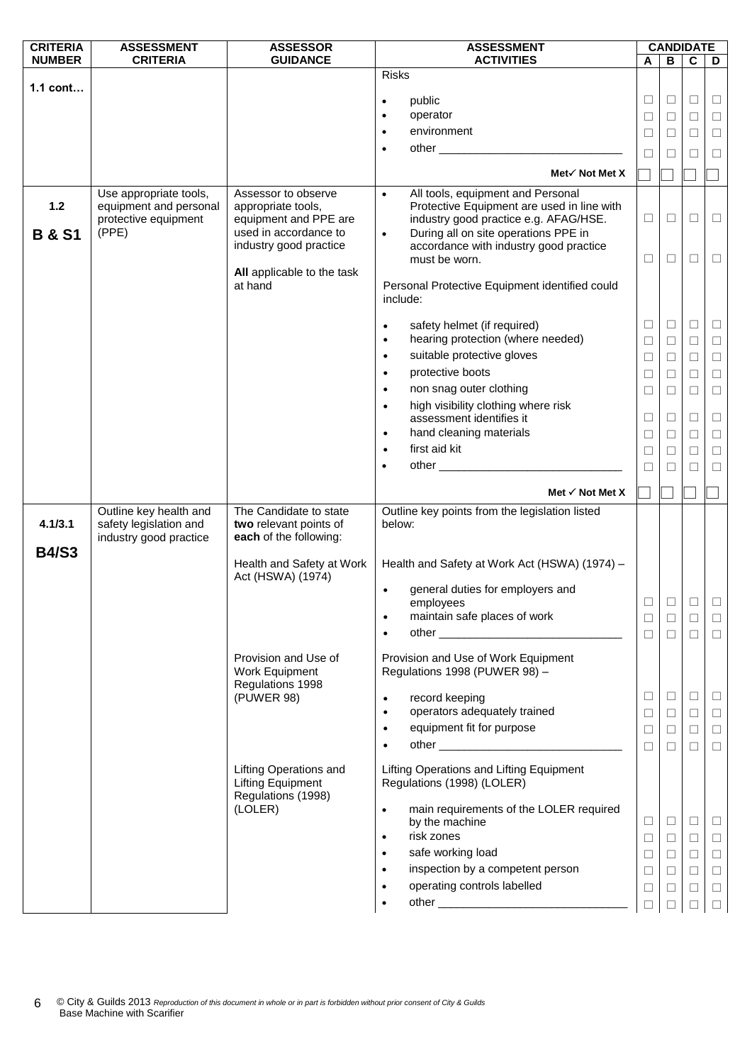| CRITERIA NUMBER | ASSESSMENT CRITERIA | ASSESSOR GUIDANCE | ASSESSMENT ACTIVITIES | CANDIDATE A | B | C | D |
|---|---|---|---|---|---|---|---|
| **1.1 cont…** | | | Risks | | | | |
| | | | • public | ☐ | ☐ | ☐ | ☐ |
| | | | • operator | ☐ | ☐ | ☐ | ☐ |
| | | | • environment | ☐ | ☐ | ☐ | ☐ |
| | | | • other ____________________________ | ☐ | ☐ | ☐ | ☐ |
| | | | **Met✓ Not Met X** | ☐ | ☐ | ☐ | ☐ |
| **1.2** **B & S1** | Use appropriate tools, equipment and personal protective equipment (PPE) | Assessor to observe appropriate tools, equipment and PPE are used in accordance to industry good practice **All** applicable to the task at hand | • All tools, equipment and Personal Protective Equipment are used in line with industry good practice e.g. AFAG/HSE. | ☐ | ☐ | ☐ | ☐ |
| | | | • During all on site operations PPE in accordance with industry good practice must be worn. | ☐ | ☐ | ☐ | ☐ |
| | | | Personal Protective Equipment identified could include: | | | | |
| | | | • safety helmet (if required) | ☐ | ☐ | ☐ | ☐ |
| | | | • hearing protection (where needed) | ☐ | ☐ | ☐ | ☐ |
| | | | • suitable protective gloves | ☐ | ☐ | ☐ | ☐ |
| | | | • protective boots | ☐ | ☐ | ☐ | ☐ |
| | | | • non snag outer clothing | ☐ | ☐ | ☐ | ☐ |
| | | | • high visibility clothing where risk assessment identifies it | ☐ | ☐ | ☐ | ☐ |
| | | | • hand cleaning materials | ☐ | ☐ | ☐ | ☐ |
| | | | • first aid kit | ☐ | ☐ | ☐ | ☐ |
| | | | • other ____________________________ | ☐ | ☐ | ☐ | ☐ |
| | | | **Met ✓ Not Met X** | ☐ | ☐ | ☐ | ☐ |
| **4.1/3.1** **B4/S3** | Outline key health and safety legislation and industry good practice | The Candidate to state **two** relevant points of **each** of the following: | Outline key points from the legislation listed below: | | | | |
| | | Health and Safety at Work Act (HSWA) (1974) | Health and Safety at Work Act (HSWA) (1974) – | | | | |
| | | | • general duties for employers and employees | ☐ | ☐ | ☐ | ☐ |
| | | | • maintain safe places of work | ☐ | ☐ | ☐ | ☐ |
| | | | • other ____________________________ | ☐ | ☐ | ☐ | ☐ |
| | | Provision and Use of Work Equipment Regulations 1998 (PUWER 98) | Provision and Use of Work Equipment Regulations 1998 (PUWER 98) – | | | | |
| | | | • record keeping | ☐ | ☐ | ☐ | ☐ |
| | | | • operators adequately trained | ☐ | ☐ | ☐ | ☐ |
| | | | • equipment fit for purpose | ☐ | ☐ | ☐ | ☐ |
| | | | • other ____________________________ | ☐ | ☐ | ☐ | ☐ |
| | | Lifting Operations and Lifting Equipment Regulations (1998) (LOLER) | Lifting Operations and Lifting Equipment Regulations (1998) (LOLER) | | | | |
| | | | • main requirements of the LOLER required by the machine | ☐ | ☐ | ☐ | ☐ |
| | | | • risk zones | ☐ | ☐ | ☐ | ☐ |
| | | | • safe working load | ☐ | ☐ | ☐ | ☐ |
| | | | • inspection by a competent person | ☐ | ☐ | ☐ | ☐ |
| | | | • operating controls labelled | ☐ | ☐ | ☐ | ☐ |
| | | | • other ____________________________ | ☐ | ☐ | ☐ | ☐ |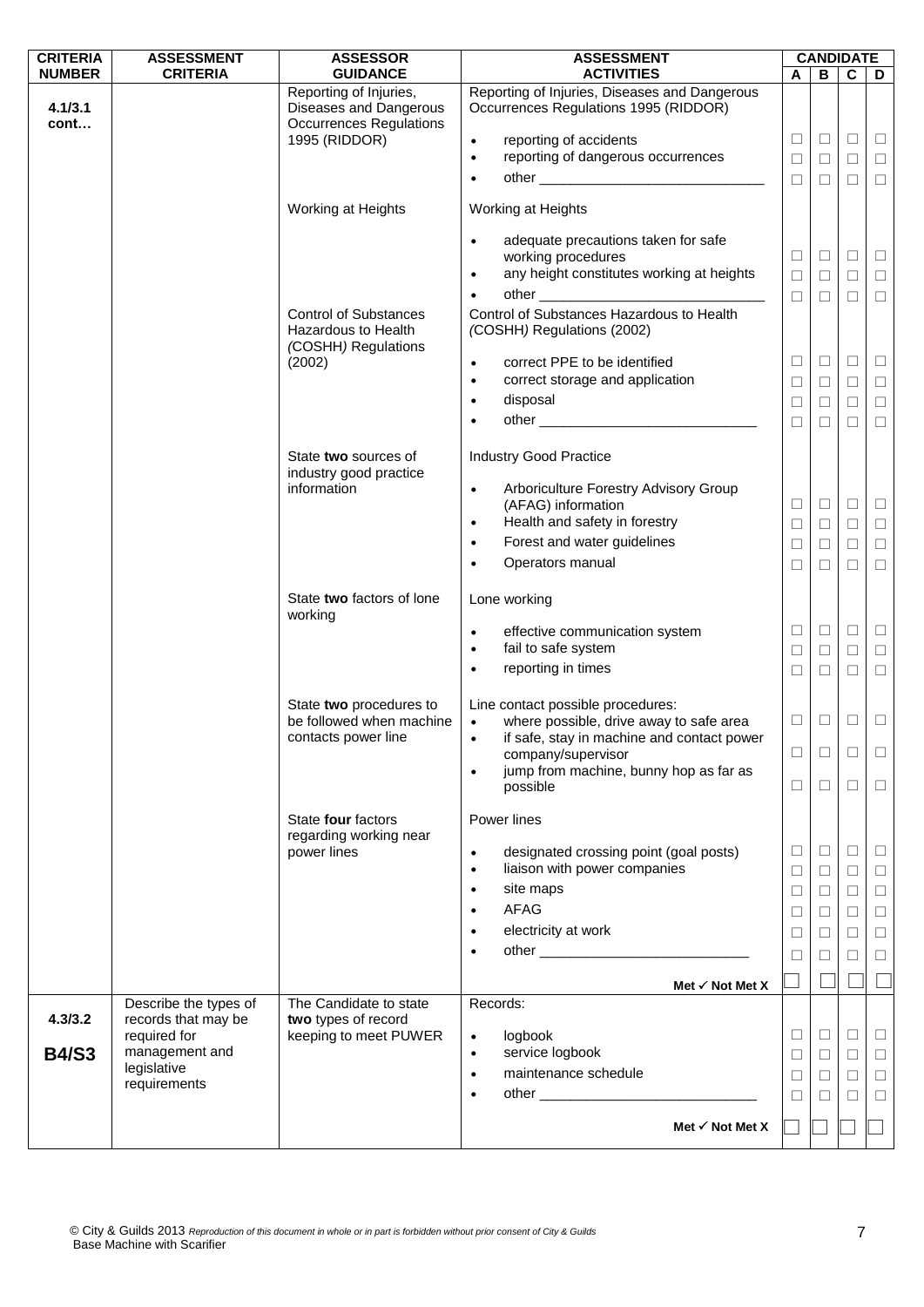| CRITERIA NUMBER | ASSESSMENT CRITERIA | ASSESSOR GUIDANCE | ASSESSMENT ACTIVITIES | CANDIDATE A | B | C | D |
|---|---|---|---|---|---|---|---|
| 4.1/3.1 cont… | | Reporting of Injuries, Diseases and Dangerous Occurrences Regulations 1995 (RIDDOR) | Reporting of Injuries, Diseases and Dangerous Occurrences Regulations 1995 (RIDDOR) | | | | |
| | | | • reporting of accidents | ☐ | ☐ | ☐ | ☐ |
| | | | • reporting of dangerous occurrences | ☐ | ☐ | ☐ | ☐ |
| | | | • other ______________________________ | ☐ | ☐ | ☐ | ☐ |
| | | Working at Heights | Working at Heights | | | | |
| | | | • adequate precautions taken for safe working procedures | ☐ | ☐ | ☐ | ☐ |
| | | | • any height constitutes working at heights | ☐ | ☐ | ☐ | ☐ |
| | | | • other ______________________________ | ☐ | ☐ | ☐ | ☐ |
| | | Control of Substances Hazardous to Health *(COSHH)* Regulations (2002) | Control of Substances Hazardous to Health *(COSHH)* Regulations (2002) | | | | |
| | | | • correct PPE to be identified | ☐ | ☐ | ☐ | ☐ |
| | | | • correct storage and application | ☐ | ☐ | ☐ | ☐ |
| | | | • disposal | ☐ | ☐ | ☐ | ☐ |
| | | | • other ______________________________ | ☐ | ☐ | ☐ | ☐ |
| | | State **two** sources of industry good practice information | Industry Good Practice | | | | |
| | | | • Arboriculture Forestry Advisory Group (AFAG) information | ☐ | ☐ | ☐ | ☐ |
| | | | • Health and safety in forestry | ☐ | ☐ | ☐ | ☐ |
| | | | • Forest and water guidelines | ☐ | ☐ | ☐ | ☐ |
| | | | • Operators manual | ☐ | ☐ | ☐ | ☐ |
| | | State **two** factors of lone working | Lone working | | | | |
| | | | • effective communication system | ☐ | ☐ | ☐ | ☐ |
| | | | • fail to safe system | ☐ | ☐ | ☐ | ☐ |
| | | | • reporting in times | ☐ | ☐ | ☐ | ☐ |
| | | State **two** procedures to be followed when machine contacts power line | Line contact possible procedures: | | | | |
| | | | • where possible, drive away to safe area | ☐ | ☐ | ☐ | ☐ |
| | | | • if safe, stay in machine and contact power company/supervisor | ☐ | ☐ | ☐ | ☐ |
| | | | • jump from machine, bunny hop as far as possible | ☐ | ☐ | ☐ | ☐ |
| | | State **four** factors regarding working near power lines | Power lines | | | | |
| | | | • designated crossing point (goal posts) | ☐ | ☐ | ☐ | ☐ |
| | | | • liaison with power companies | ☐ | ☐ | ☐ | ☐ |
| | | | • site maps | ☐ | ☐ | ☐ | ☐ |
| | | | • AFAG | ☐ | ☐ | ☐ | ☐ |
| | | | • electricity at work | ☐ | ☐ | ☐ | ☐ |
| | | | • other ______________________________ | ☐ | ☐ | ☐ | ☐ |
| | | | Met ✓ Not Met X | ☐ | ☐ | ☐ | ☐ |
| 4.3/3.2<br>**B4/S3** | Describe the types of records that may be required for management and legislative requirements | The Candidate to state **two** types of record keeping to meet PUWER | Records: | | | | |
| | | | • logbook | ☐ | ☐ | ☐ | ☐ |
| | | | • service logbook | ☐ | ☐ | ☐ | ☐ |
| | | | • maintenance schedule | ☐ | ☐ | ☐ | ☐ |
| | | | • other ______________________________ | ☐ | ☐ | ☐ | ☐ |
| | | | Met ✓ Not Met X | ☐ | ☐ | ☐ | ☐ |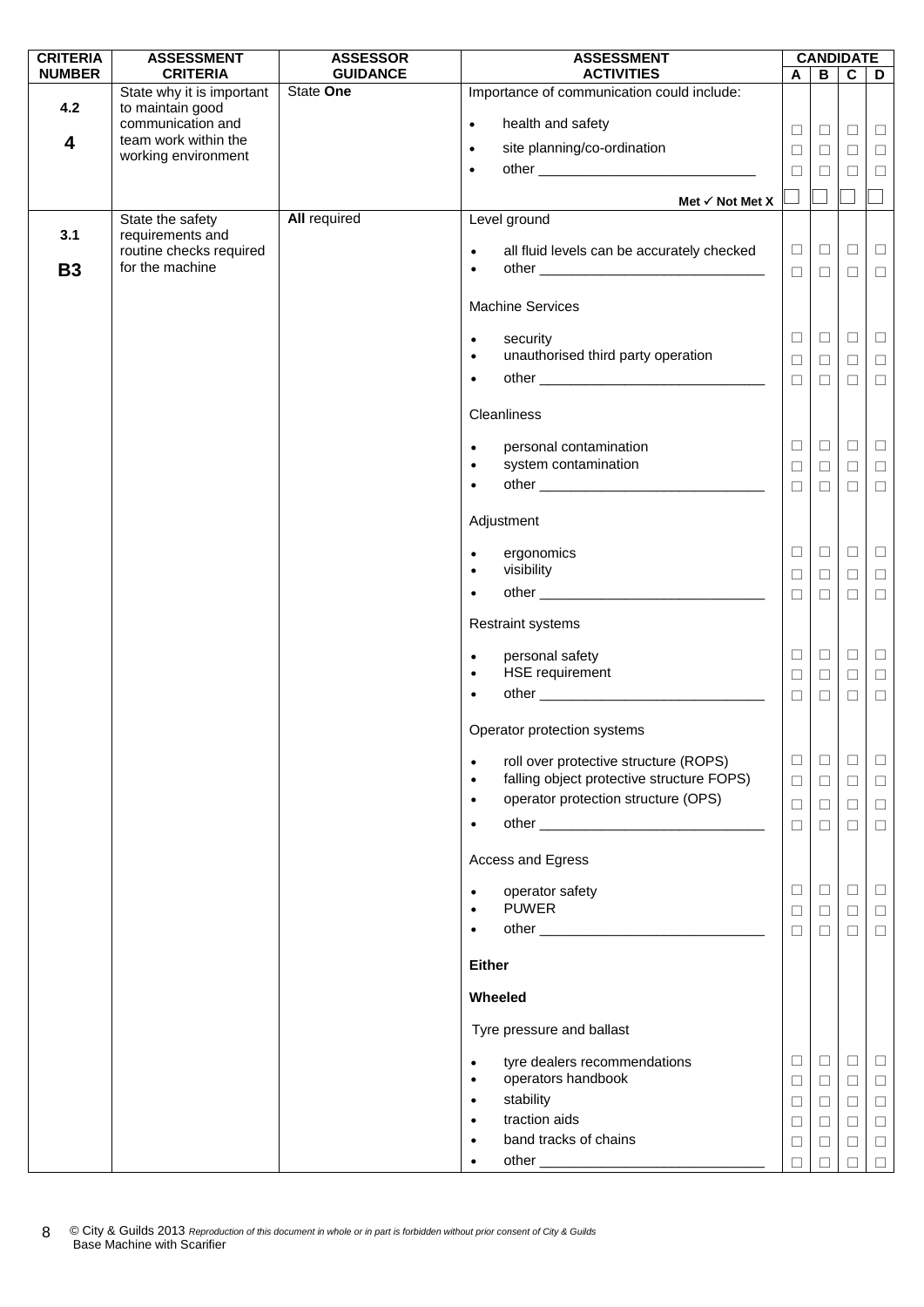| CRITERIA NUMBER | ASSESSMENT CRITERIA | ASSESSOR GUIDANCE | ASSESSMENT ACTIVITIES | CANDIDATE A | B | C | D |
|---|---|---|---|---|---|---|---|
| 4.2<br><br>**4** | State why it is important to maintain good communication and team work within the working environment | State **One** | Importance of communication could include: | | | | |
| | | | • health and safety | ☐ | ☐ | ☐ | ☐ |
| | | | • site planning/co-ordination | ☐ | ☐ | ☐ | ☐ |
| | | | • other ____________________________ | ☐ | ☐ | ☐ | ☐ |
| | | | **Met ✓ Not Met X** | ☐ | ☐ | ☐ | ☐ |
| 3.1<br><br>**B3** | State the safety requirements and routine checks required for the machine | **All** required | Level ground | | | | |
| | | | • all fluid levels can be accurately checked | ☐ | ☐ | ☐ | ☐ |
| | | | • other ____________________________ | ☐ | ☐ | ☐ | ☐ |
| | | | Machine Services | | | | |
| | | | • security | ☐ | ☐ | ☐ | ☐ |
| | | | • unauthorised third party operation | ☐ | ☐ | ☐ | ☐ |
| | | | • other ____________________________ | ☐ | ☐ | ☐ | ☐ |
| | | | Cleanliness | | | | |
| | | | • personal contamination | ☐ | ☐ | ☐ | ☐ |
| | | | • system contamination | ☐ | ☐ | ☐ | ☐ |
| | | | • other ____________________________ | ☐ | ☐ | ☐ | ☐ |
| | | | Adjustment | | | | |
| | | | • ergonomics | ☐ | ☐ | ☐ | ☐ |
| | | | • visibility | ☐ | ☐ | ☐ | ☐ |
| | | | • other ____________________________ | ☐ | ☐ | ☐ | ☐ |
| | | | Restraint systems | | | | |
| | | | • personal safety | ☐ | ☐ | ☐ | ☐ |
| | | | • HSE requirement | ☐ | ☐ | ☐ | ☐ |
| | | | • other ____________________________ | ☐ | ☐ | ☐ | ☐ |
| | | | Operator protection systems | | | | |
| | | | • roll over protective structure (ROPS) | ☐ | ☐ | ☐ | ☐ |
| | | | • falling object protective structure FOPS) | ☐ | ☐ | ☐ | ☐ |
| | | | • operator protection structure (OPS) | ☐ | ☐ | ☐ | ☐ |
| | | | • other ____________________________ | ☐ | ☐ | ☐ | ☐ |
| | | | Access and Egress | | | | |
| | | | • operator safety | ☐ | ☐ | ☐ | ☐ |
| | | | • PUWER | ☐ | ☐ | ☐ | ☐ |
| | | | • other ____________________________ | ☐ | ☐ | ☐ | ☐ |
| | | | **Either** | | | | |
| | | | **Wheeled** | | | | |
| | | | Tyre pressure and ballast | | | | |
| | | | • tyre dealers recommendations | ☐ | ☐ | ☐ | ☐ |
| | | | • operators handbook | ☐ | ☐ | ☐ | ☐ |
| | | | • stability | ☐ | ☐ | ☐ | ☐ |
| | | | • traction aids | ☐ | ☐ | ☐ | ☐ |
| | | | • band tracks of chains | ☐ | ☐ | ☐ | ☐ |
| | | | • other ____________________________ | ☐ | ☐ | ☐ | ☐ |

© City & Guilds 2013 *Reproduction of this document in whole or in part is forbidden without prior consent of City & Guilds*
Base Machine with Scarifier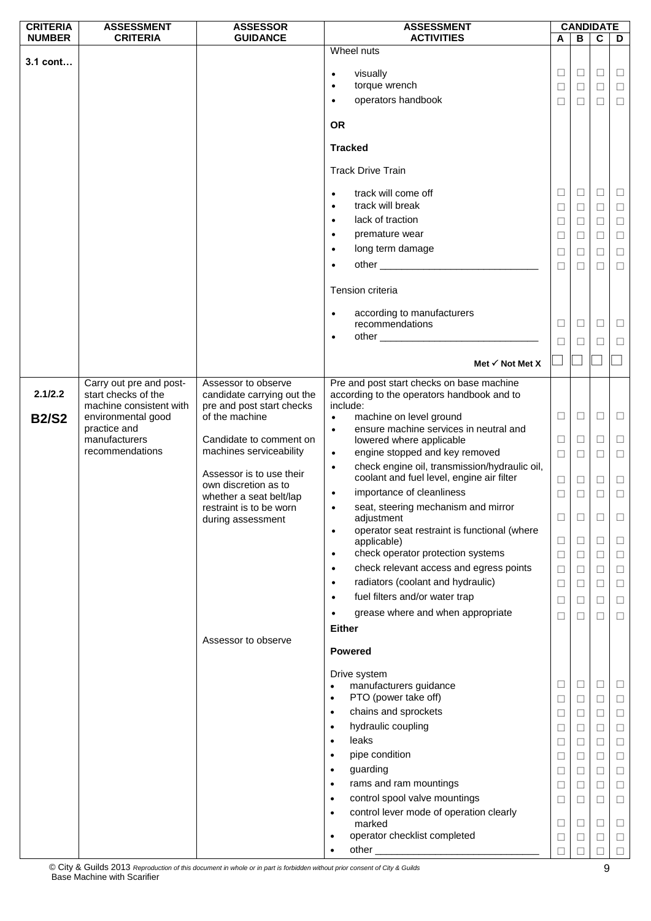| CRITERIA NUMBER | ASSESSMENT CRITERIA | ASSESSOR GUIDANCE | ASSESSMENT ACTIVITIES | CANDIDATE | | | |
|---|---|---|---|---|---|---|---|
| | | | | A | B | C | D |
| 3.1 cont… | | | Wheel nuts | | | | |
| | | | • visually | ☐ | ☐ | ☐ | ☐ |
| | | | • torque wrench | ☐ | ☐ | ☐ | ☐ |
| | | | • operators handbook | ☐ | ☐ | ☐ | ☐ |
| | | | **OR** | | | | |
| | | | **Tracked** | | | | |
| | | | Track Drive Train | | | | |
| | | | • track will come off | ☐ | ☐ | ☐ | ☐ |
| | | | • track will break | ☐ | ☐ | ☐ | ☐ |
| | | | • lack of traction | ☐ | ☐ | ☐ | ☐ |
| | | | • premature wear | ☐ | ☐ | ☐ | ☐ |
| | | | • long term damage | ☐ | ☐ | ☐ | ☐ |
| | | | • other ____________________________ | ☐ | ☐ | ☐ | ☐ |
| | | | Tension criteria | | | | |
| | | | • according to manufacturers recommendations | ☐ | ☐ | ☐ | ☐ |
| | | | • other ____________________________ | ☐ | ☐ | ☐ | ☐ |
| | | | **Met ✓ Not Met X** | ☐ | ☐ | ☐ | ☐ |
| 2.1/2.2 **B2/S2** | Carry out pre and post-start checks of the machine consistent with environmental good practice and manufacturers recommendations | Assessor to observe candidate carrying out the pre and post start checks of the machine<br><br>Candidate to comment on machines serviceability<br><br>Assessor is to use their own discretion as to whether a seat belt/lap restraint is to be worn during assessment | Pre and post start checks on base machine according to the operators handbook and to include: | | | | |
| | | | • machine on level ground | ☐ | ☐ | ☐ | ☐ |
| | | | • ensure machine services in neutral and lowered where applicable | ☐ | ☐ | ☐ | ☐ |
| | | | • engine stopped and key removed | ☐ | ☐ | ☐ | ☐ |
| | | | • check engine oil, transmission/hydraulic oil, coolant and fuel level, engine air filter | ☐ | ☐ | ☐ | ☐ |
| | | | • importance of cleanliness | ☐ | ☐ | ☐ | ☐ |
| | | | • seat, steering mechanism and mirror adjustment | ☐ | ☐ | ☐ | ☐ |
| | | | • operator seat restraint is functional (where applicable) | ☐ | ☐ | ☐ | ☐ |
| | | | • check operator protection systems | ☐ | ☐ | ☐ | ☐ |
| | | | • check relevant access and egress points | ☐ | ☐ | ☐ | ☐ |
| | | | • radiators (coolant and hydraulic) | ☐ | ☐ | ☐ | ☐ |
| | | | • fuel filters and/or water trap | ☐ | ☐ | ☐ | ☐ |
| | | | • grease where and when appropriate | ☐ | ☐ | ☐ | ☐ |
| | | Assessor to observe | **Either** | | | | |
| | | | **Powered** | | | | |
| | | | Drive system | | | | |
| | | | • manufacturers guidance | ☐ | ☐ | ☐ | ☐ |
| | | | • PTO (power take off) | ☐ | ☐ | ☐ | ☐ |
| | | | • chains and sprockets | ☐ | ☐ | ☐ | ☐ |
| | | | • hydraulic coupling | ☐ | ☐ | ☐ | ☐ |
| | | | • leaks | ☐ | ☐ | ☐ | ☐ |
| | | | • pipe condition | ☐ | ☐ | ☐ | ☐ |
| | | | • guarding | ☐ | ☐ | ☐ | ☐ |
| | | | • rams and ram mountings | ☐ | ☐ | ☐ | ☐ |
| | | | • control spool valve mountings | ☐ | ☐ | ☐ | ☐ |
| | | | • control lever mode of operation clearly marked | ☐ | ☐ | ☐ | ☐ |
| | | | • operator checklist completed | ☐ | ☐ | ☐ | ☐ |
| | | | • other ____________________________ | ☐ | ☐ | ☐ | ☐ |

© City & Guilds 2013 *Reproduction of this document in whole or in part is forbidden without prior consent of City & Guilds*
Base Machine with Scarifier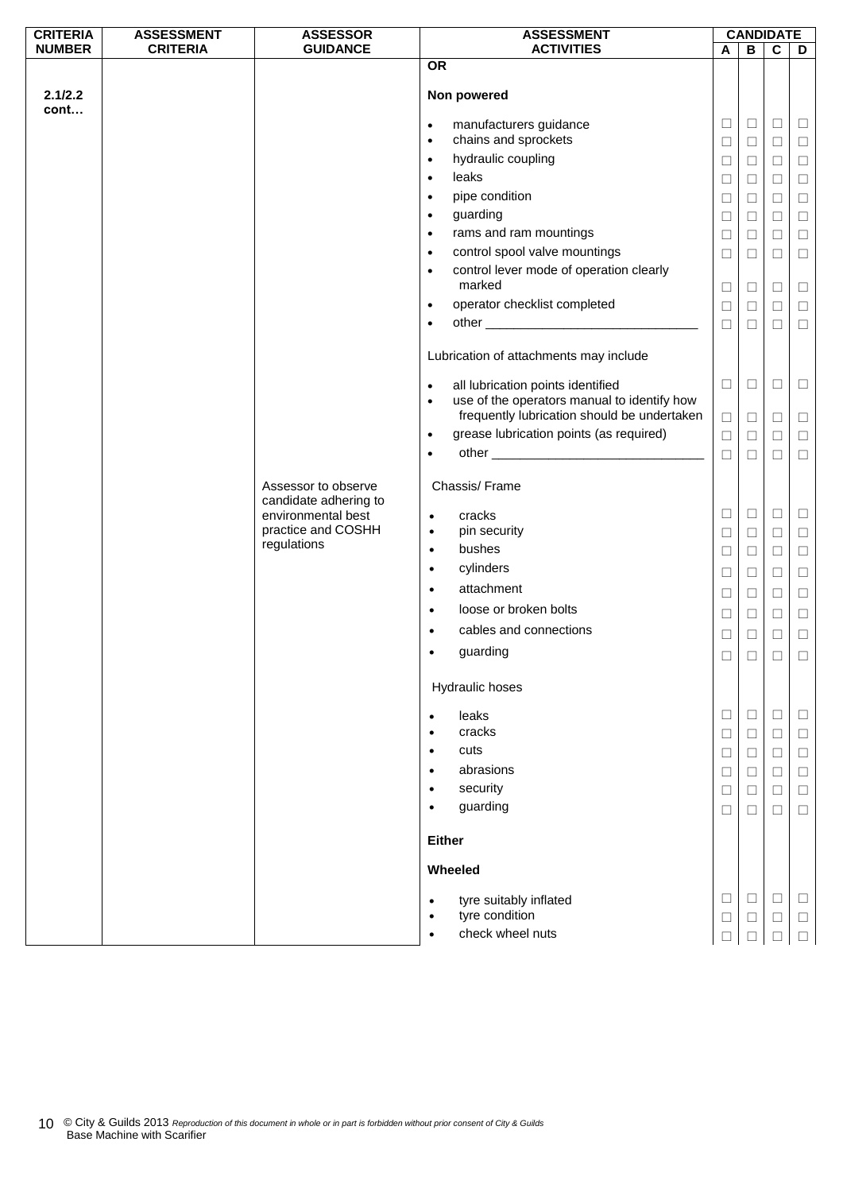| CRITERIA NUMBER | ASSESSMENT CRITERIA | ASSESSOR GUIDANCE | ASSESSMENT ACTIVITIES | CANDIDATE | | | |
|---|---|---|---|---|---|---|---|
| | | | | A | B | C | D |
| | | | **OR** | | | | |
| 2.1/2.2 cont… | | | **Non powered** | | | | |
| | | | • manufacturers guidance | ☐ | ☐ | ☐ | ☐ |
| | | | • chains and sprockets | ☐ | ☐ | ☐ | ☐ |
| | | | • hydraulic coupling | ☐ | ☐ | ☐ | ☐ |
| | | | • leaks | ☐ | ☐ | ☐ | ☐ |
| | | | • pipe condition | ☐ | ☐ | ☐ | ☐ |
| | | | • guarding | ☐ | ☐ | ☐ | ☐ |
| | | | • rams and ram mountings | ☐ | ☐ | ☐ | ☐ |
| | | | • control spool valve mountings | ☐ | ☐ | ☐ | ☐ |
| | | | • control lever mode of operation clearly marked | ☐ | ☐ | ☐ | ☐ |
| | | | • operator checklist completed | ☐ | ☐ | ☐ | ☐ |
| | | | • other ______________________________ | ☐ | ☐ | ☐ | ☐ |
| | | | Lubrication of attachments may include | | | | |
| | | | • all lubrication points identified | ☐ | ☐ | ☐ | ☐ |
| | | | • use of the operators manual to identify how frequently lubrication should be undertaken | ☐ | ☐ | ☐ | ☐ |
| | | | • grease lubrication points (as required) | ☐ | ☐ | ☐ | ☐ |
| | | | • other ______________________________ | ☐ | ☐ | ☐ | ☐ |
| | | Assessor to observe candidate adhering to environmental best practice and COSHH regulations | Chassis/ Frame | | | | |
| | | | • cracks | ☐ | ☐ | ☐ | ☐ |
| | | | • pin security | ☐ | ☐ | ☐ | ☐ |
| | | | • bushes | ☐ | ☐ | ☐ | ☐ |
| | | | • cylinders | ☐ | ☐ | ☐ | ☐ |
| | | | • attachment | ☐ | ☐ | ☐ | ☐ |
| | | | • loose or broken bolts | ☐ | ☐ | ☐ | ☐ |
| | | | • cables and connections | ☐ | ☐ | ☐ | ☐ |
| | | | • guarding | ☐ | ☐ | ☐ | ☐ |
| | | | Hydraulic hoses | | | | |
| | | | • leaks | ☐ | ☐ | ☐ | ☐ |
| | | | • cracks | ☐ | ☐ | ☐ | ☐ |
| | | | • cuts | ☐ | ☐ | ☐ | ☐ |
| | | | • abrasions | ☐ | ☐ | ☐ | ☐ |
| | | | • security | ☐ | ☐ | ☐ | ☐ |
| | | | • guarding | ☐ | ☐ | ☐ | ☐ |
| | | | **Either** | | | | |
| | | | **Wheeled** | | | | |
| | | | • tyre suitably inflated | ☐ | ☐ | ☐ | ☐ |
| | | | • tyre condition | ☐ | ☐ | ☐ | ☐ |
| | | | • check wheel nuts | ☐ | ☐ | ☐ | ☐ |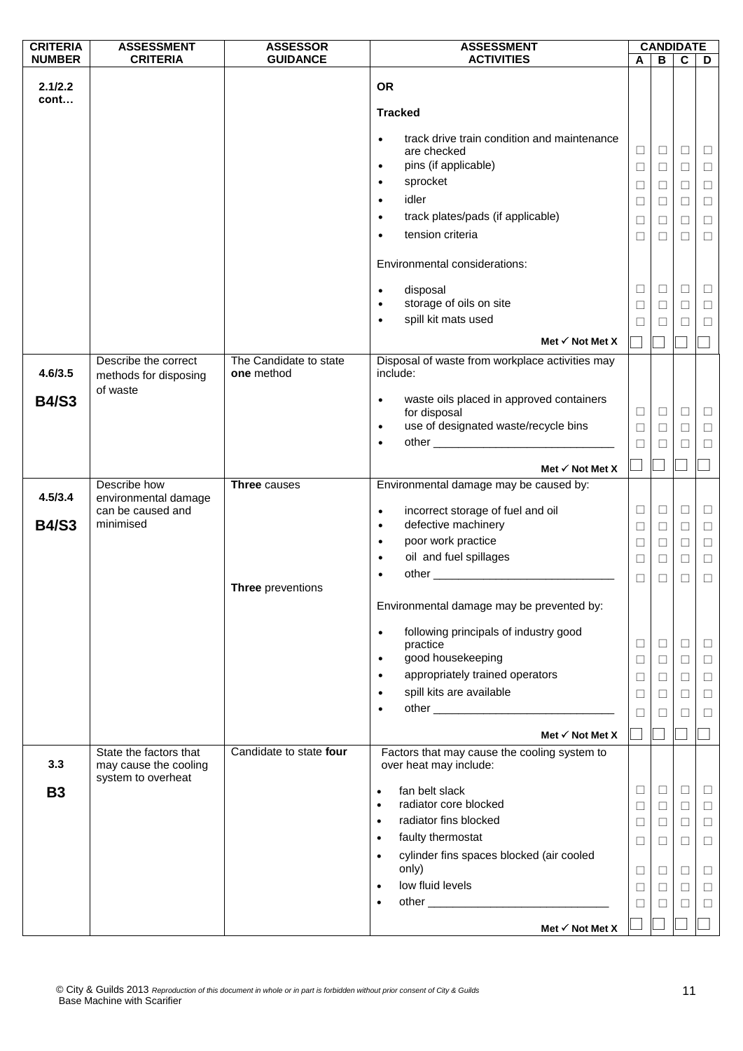| CRITERIA NUMBER | ASSESSMENT CRITERIA | ASSESSOR GUIDANCE | ASSESSMENT ACTIVITIES | CANDIDATE A | CANDIDATE B | CANDIDATE C | CANDIDATE D |
|---|---|---|---|---|---|---|---|
| **2.1/2.2 cont…** | | | **OR** | | | | |
| | | | **Tracked** | | | | |
| | | | • track drive train condition and maintenance are checked | ☐ | ☐ | ☐ | ☐ |
| | | | • pins (if applicable) | ☐ | ☐ | ☐ | ☐ |
| | | | • sprocket | ☐ | ☐ | ☐ | ☐ |
| | | | • idler | ☐ | ☐ | ☐ | ☐ |
| | | | • track plates/pads (if applicable) | ☐ | ☐ | ☐ | ☐ |
| | | | • tension criteria | ☐ | ☐ | ☐ | ☐ |
| | | | Environmental considerations: | | | | |
| | | | • disposal | ☐ | ☐ | ☐ | ☐ |
| | | | • storage of oils on site | ☐ | ☐ | ☐ | ☐ |
| | | | • spill kit mats used | ☐ | ☐ | ☐ | ☐ |
| | | | **Met ✓ Not Met X** | ☐ | ☐ | ☐ | ☐ |
| **4.6/3.5** **B4/S3** | Describe the correct methods for disposing of waste | The Candidate to state **one** method | Disposal of waste from workplace activities may include: | | | | |
| | | | • waste oils placed in approved containers for disposal | ☐ | ☐ | ☐ | ☐ |
| | | | • use of designated waste/recycle bins | ☐ | ☐ | ☐ | ☐ |
| | | | • other ____________________________ | ☐ | ☐ | ☐ | ☐ |
| | | | **Met ✓ Not Met X** | ☐ | ☐ | ☐ | ☐ |
| **4.5/3.4** **B4/S3** | Describe how environmental damage can be caused and minimised | **Three** causes | Environmental damage may be caused by: | | | | |
| | | | • incorrect storage of fuel and oil | ☐ | ☐ | ☐ | ☐ |
| | | | • defective machinery | ☐ | ☐ | ☐ | ☐ |
| | | | • poor work practice | ☐ | ☐ | ☐ | ☐ |
| | | | • oil and fuel spillages | ☐ | ☐ | ☐ | ☐ |
| | | | • other ____________________________ | ☐ | ☐ | ☐ | ☐ |
| | | **Three** preventions | Environmental damage may be prevented by: | | | | |
| | | | • following principals of industry good practice | ☐ | ☐ | ☐ | ☐ |
| | | | • good housekeeping | ☐ | ☐ | ☐ | ☐ |
| | | | • appropriately trained operators | ☐ | ☐ | ☐ | ☐ |
| | | | • spill kits are available | ☐ | ☐ | ☐ | ☐ |
| | | | • other ____________________________ | ☐ | ☐ | ☐ | ☐ |
| | | | **Met ✓ Not Met X** | ☐ | ☐ | ☐ | ☐ |
| **3.3** **B3** | State the factors that may cause the cooling system to overheat | Candidate to state **four** | Factors that may cause the cooling system to over heat may include: | | | | |
| | | | • fan belt slack | ☐ | ☐ | ☐ | ☐ |
| | | | • radiator core blocked | ☐ | ☐ | ☐ | ☐ |
| | | | • radiator fins blocked | ☐ | ☐ | ☐ | ☐ |
| | | | • faulty thermostat | ☐ | ☐ | ☐ | ☐ |
| | | | • cylinder fins spaces blocked (air cooled only) | ☐ | ☐ | ☐ | ☐ |
| | | | • low fluid levels | ☐ | ☐ | ☐ | ☐ |
| | | | • other ____________________________ | ☐ | ☐ | ☐ | ☐ |
| | | | **Met ✓ Not Met X** | ☐ | ☐ | ☐ | ☐ |

© City & Guilds 2013 *Reproduction of this document in whole or in part is forbidden without prior consent of City & Guilds*
Base Machine with Scarifier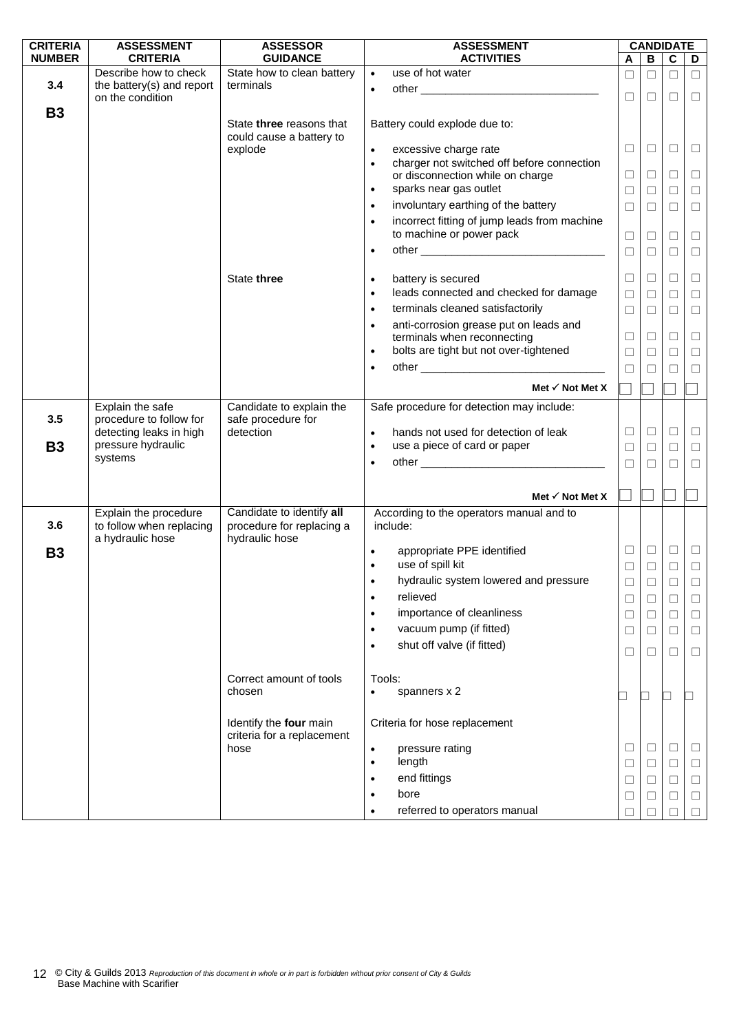| CRITERIA NUMBER | ASSESSMENT CRITERIA | ASSESSOR GUIDANCE | ASSESSMENT ACTIVITIES | CANDIDATE A | CANDIDATE B | CANDIDATE C | CANDIDATE D |
|---|---|---|---|---|---|---|---|
| 3.4<br><br>B3 | Describe how to check the battery(s) and report on the condition | State how to clean battery terminals | • use of hot water | ☐ | ☐ | ☐ | ☐ |
| | | | • other ______________________________ | ☐ | ☐ | ☐ | ☐ |
| | | State **three** reasons that could cause a battery to explode | Battery could explode due to: | | | | |
| | | | • excessive charge rate | ☐ | ☐ | ☐ | ☐ |
| | | | • charger not switched off before connection or disconnection while on charge | ☐ | ☐ | ☐ | ☐ |
| | | | • sparks near gas outlet | ☐ | ☐ | ☐ | ☐ |
| | | | • involuntary earthing of the battery | ☐ | ☐ | ☐ | ☐ |
| | | | • incorrect fitting of jump leads from machine to machine or power pack | ☐ | ☐ | ☐ | ☐ |
| | | | • other ______________________________ | ☐ | ☐ | ☐ | ☐ |
| | | State **three** | • battery is secured | ☐ | ☐ | ☐ | ☐ |
| | | | • leads connected and checked for damage | ☐ | ☐ | ☐ | ☐ |
| | | | • terminals cleaned satisfactorily | ☐ | ☐ | ☐ | ☐ |
| | | | • anti-corrosion grease put on leads and terminals when reconnecting | ☐ | ☐ | ☐ | ☐ |
| | | | • bolts are tight but not over-tightened | ☐ | ☐ | ☐ | ☐ |
| | | | • other ______________________________ | ☐ | ☐ | ☐ | ☐ |
| | | | **Met ✓ Not Met X** | ☐ | ☐ | ☐ | ☐ |
| 3.5<br><br>B3 | Explain the safe procedure to follow for detecting leaks in high pressure hydraulic systems | Candidate to explain the safe procedure for detection | Safe procedure for detection may include: | | | | |
| | | | • hands not used for detection of leak | ☐ | ☐ | ☐ | ☐ |
| | | | • use a piece of card or paper | ☐ | ☐ | ☐ | ☐ |
| | | | • other ______________________________ | ☐ | ☐ | ☐ | ☐ |
| | | | **Met ✓ Not Met X** | ☐ | ☐ | ☐ | ☐ |
| 3.6<br><br>B3 | Explain the procedure to follow when replacing a hydraulic hose | Candidate to identify **all** procedure for replacing a hydraulic hose | According to the operators manual and to include: | | | | |
| | | | • appropriate PPE identified | ☐ | ☐ | ☐ | ☐ |
| | | | • use of spill kit | ☐ | ☐ | ☐ | ☐ |
| | | | • hydraulic system lowered and pressure | ☐ | ☐ | ☐ | ☐ |
| | | | • relieved | ☐ | ☐ | ☐ | ☐ |
| | | | • importance of cleanliness | ☐ | ☐ | ☐ | ☐ |
| | | | • vacuum pump (if fitted) | ☐ | ☐ | ☐ | ☐ |
| | | | • shut off valve (if fitted) | ☐ | ☐ | ☐ | ☐ |
| | | Correct amount of tools chosen | Tools:<br>• spanners x 2 | ☐ | ☐ | ☐ | ☐ |
| | | Identify the **four** main criteria for a replacement hose | Criteria for hose replacement | | | | |
| | | | • pressure rating | ☐ | ☐ | ☐ | ☐ |
| | | | • length | ☐ | ☐ | ☐ | ☐ |
| | | | • end fittings | ☐ | ☐ | ☐ | ☐ |
| | | | • bore | ☐ | ☐ | ☐ | ☐ |
| | | | • referred to operators manual | ☐ | ☐ | ☐ | ☐ |

© City & Guilds 2013 *Reproduction of this document in whole or in part is forbidden without prior consent of City & Guilds*
Base Machine with Scarifier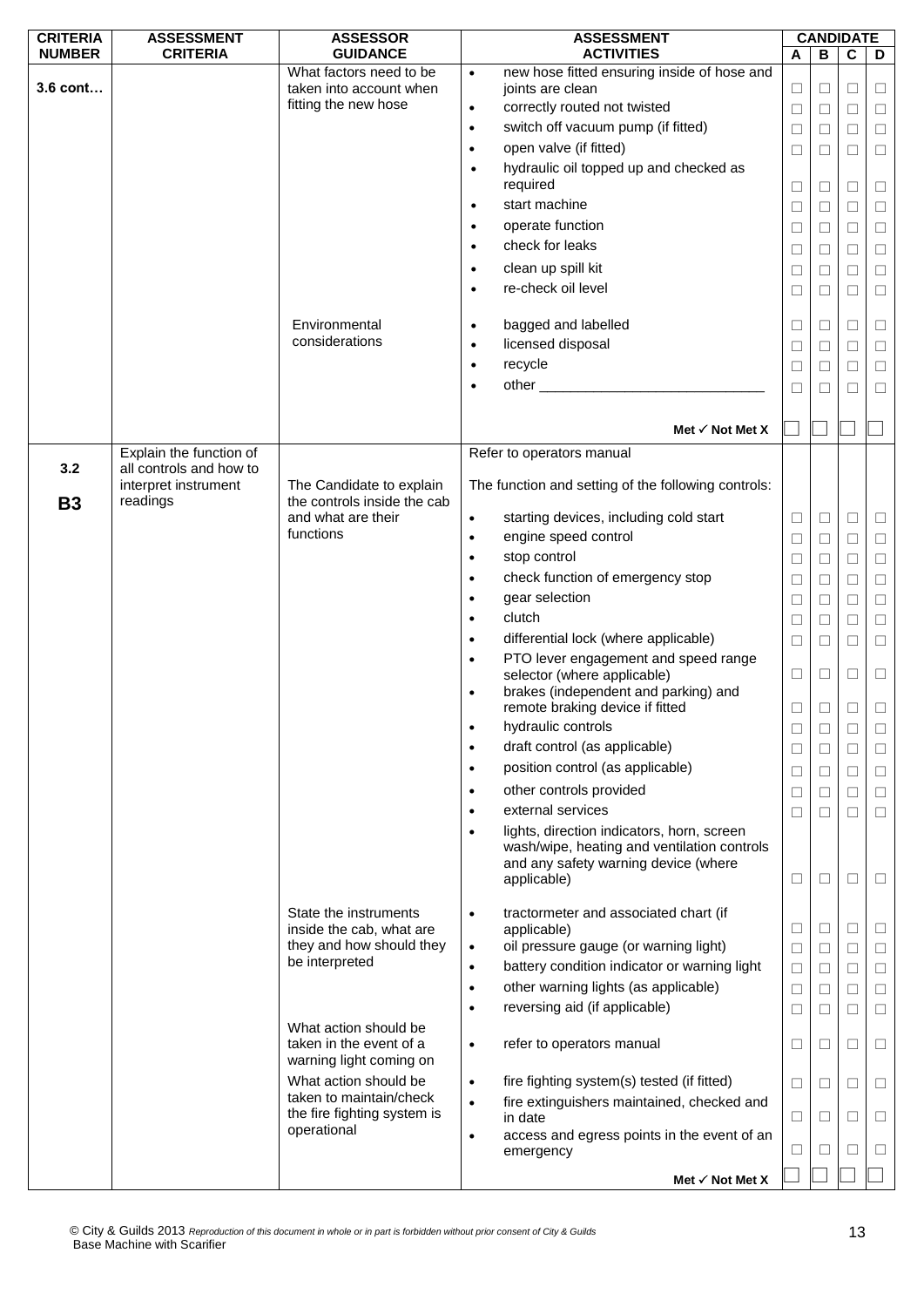| CRITERIA NUMBER | ASSESSMENT CRITERIA | ASSESSOR GUIDANCE | ASSESSMENT ACTIVITIES | CANDIDATE A | B | C | D |
|---|---|---|---|---|---|---|---|
| 3.6 cont… | | What factors need to be taken into account when fitting the new hose | • new hose fitted ensuring inside of hose and joints are clean | ☐ | ☐ | ☐ | ☐ |
| | | | • correctly routed not twisted | ☐ | ☐ | ☐ | ☐ |
| | | | • switch off vacuum pump (if fitted) | ☐ | ☐ | ☐ | ☐ |
| | | | • open valve (if fitted) | ☐ | ☐ | ☐ | ☐ |
| | | | • hydraulic oil topped up and checked as required | ☐ | ☐ | ☐ | ☐ |
| | | | • start machine | ☐ | ☐ | ☐ | ☐ |
| | | | • operate function | ☐ | ☐ | ☐ | ☐ |
| | | | • check for leaks | ☐ | ☐ | ☐ | ☐ |
| | | | • clean up spill kit | ☐ | ☐ | ☐ | ☐ |
| | | | • re-check oil level | ☐ | ☐ | ☐ | ☐ |
| | | Environmental considerations | • bagged and labelled | ☐ | ☐ | ☐ | ☐ |
| | | | • licensed disposal | ☐ | ☐ | ☐ | ☐ |
| | | | • recycle | ☐ | ☐ | ☐ | ☐ |
| | | | • other ____________________________ | ☐ | ☐ | ☐ | ☐ |
| | | | **Met ✓ Not Met X** | ☐ | ☐ | ☐ | ☐ |
| 3.2<br><br>**B3** | Explain the function of all controls and how to interpret instrument readings | | Refer to operators manual | | | | |
| | | The Candidate to explain the controls inside the cab and what are their functions | The function and setting of the following controls: | | | | |
| | | | • starting devices, including cold start | ☐ | ☐ | ☐ | ☐ |
| | | | • engine speed control | ☐ | ☐ | ☐ | ☐ |
| | | | • stop control | ☐ | ☐ | ☐ | ☐ |
| | | | • check function of emergency stop | ☐ | ☐ | ☐ | ☐ |
| | | | • gear selection | ☐ | ☐ | ☐ | ☐ |
| | | | • clutch | ☐ | ☐ | ☐ | ☐ |
| | | | • differential lock (where applicable) | ☐ | ☐ | ☐ | ☐ |
| | | | • PTO lever engagement and speed range selector (where applicable) | ☐ | ☐ | ☐ | ☐ |
| | | | • brakes (independent and parking) and remote braking device if fitted | ☐ | ☐ | ☐ | ☐ |
| | | | • hydraulic controls | ☐ | ☐ | ☐ | ☐ |
| | | | • draft control (as applicable) | ☐ | ☐ | ☐ | ☐ |
| | | | • position control (as applicable) | ☐ | ☐ | ☐ | ☐ |
| | | | • other controls provided | ☐ | ☐ | ☐ | ☐ |
| | | | • external services | ☐ | ☐ | ☐ | ☐ |
| | | | • lights, direction indicators, horn, screen wash/wipe, heating and ventilation controls and any safety warning device (where applicable) | ☐ | ☐ | ☐ | ☐ |
| | | State the instruments inside the cab, what are they and how should they be interpreted | • tractormeter and associated chart (if applicable) | ☐ | ☐ | ☐ | ☐ |
| | | | • oil pressure gauge (or warning light) | ☐ | ☐ | ☐ | ☐ |
| | | | • battery condition indicator or warning light | ☐ | ☐ | ☐ | ☐ |
| | | | • other warning lights (as applicable) | ☐ | ☐ | ☐ | ☐ |
| | | | • reversing aid (if applicable) | ☐ | ☐ | ☐ | ☐ |
| | | What action should be taken in the event of a warning light coming on | • refer to operators manual | ☐ | ☐ | ☐ | ☐ |
| | | What action should be taken to maintain/check the fire fighting system is operational | • fire fighting system(s) tested (if fitted) | ☐ | ☐ | ☐ | ☐ |
| | | | • fire extinguishers maintained, checked and in date | ☐ | ☐ | ☐ | ☐ |
| | | | • access and egress points in the event of an emergency | ☐ | ☐ | ☐ | ☐ |
| | | | **Met ✓ Not Met X** | ☐ | ☐ | ☐ | ☐ |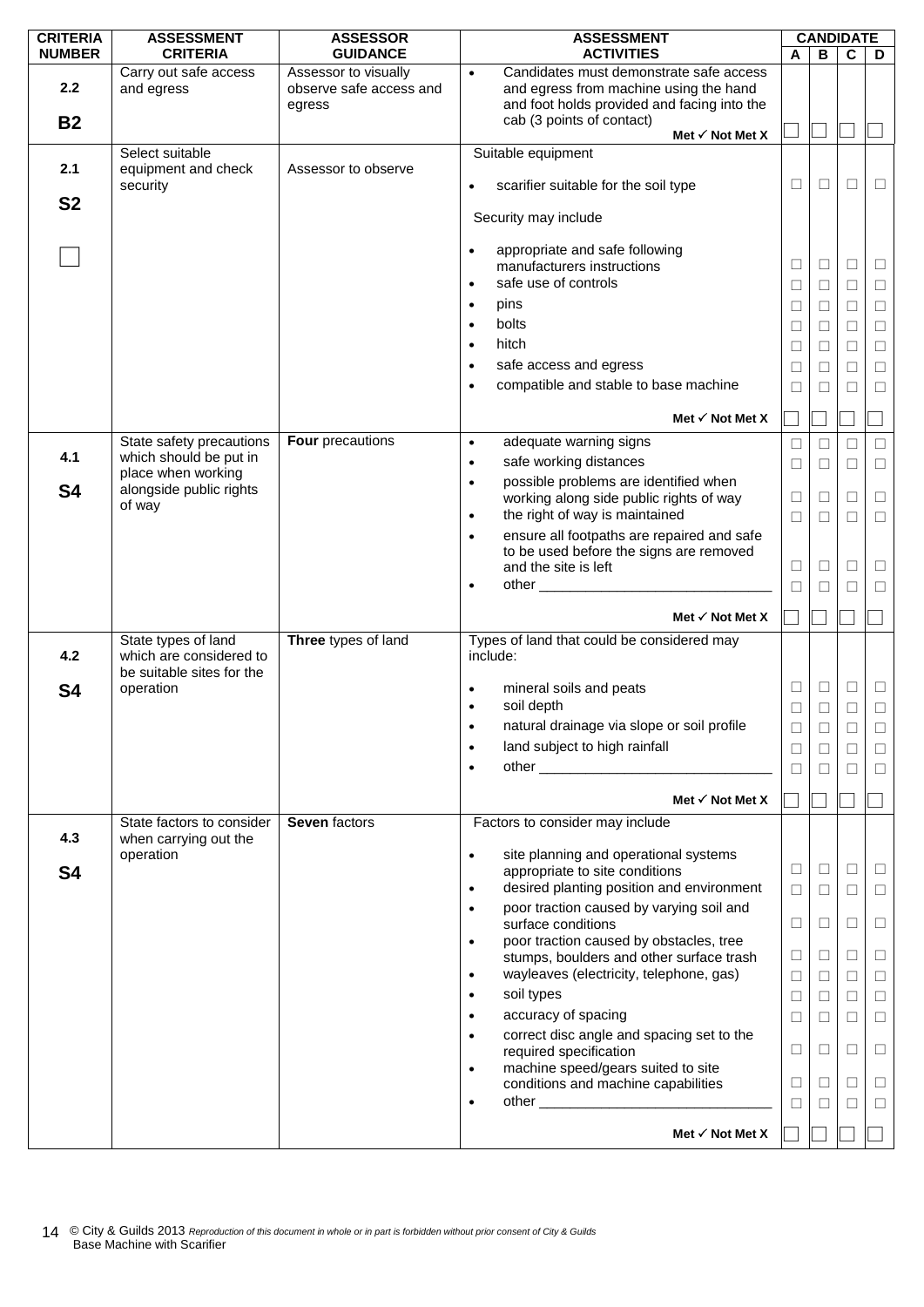| CRITERIA NUMBER | ASSESSMENT CRITERIA | ASSESSOR GUIDANCE | ASSESSMENT ACTIVITIES | CANDIDATE A | B | C | D |
|---|---|---|---|---|---|---|---|
| 2.2<br><br>**B2** | Carry out safe access and egress | Assessor to visually observe safe access and egress | • Candidates must demonstrate safe access and egress from machine using the hand and foot holds provided and facing into the cab (3 points of contact) | | | | |
| | | | **Met ✓ Not Met X** | ☐ | ☐ | ☐ | ☐ |
| 2.1<br><br>**S2**<br><br>☐ | Select suitable equipment and check security | Assessor to observe | Suitable equipment | | | | |
| | | | • scarifier suitable for the soil type | ☐ | ☐ | ☐ | ☐ |
| | | | Security may include | | | | |
| | | | • appropriate and safe following manufacturers instructions | ☐ | ☐ | ☐ | ☐ |
| | | | • safe use of controls | ☐ | ☐ | ☐ | ☐ |
| | | | • pins | ☐ | ☐ | ☐ | ☐ |
| | | | • bolts | ☐ | ☐ | ☐ | ☐ |
| | | | • hitch | ☐ | ☐ | ☐ | ☐ |
| | | | • safe access and egress | ☐ | ☐ | ☐ | ☐ |
| | | | • compatible and stable to base machine | ☐ | ☐ | ☐ | ☐ |
| | | | **Met ✓ Not Met X** | ☐ | ☐ | ☐ | ☐ |
| 4.1<br><br>**S4** | State safety precautions which should be put in place when working alongside public rights of way | **Four** precautions | • adequate warning signs | ☐ | ☐ | ☐ | ☐ |
| | | | • safe working distances | ☐ | ☐ | ☐ | ☐ |
| | | | • possible problems are identified when working along side public rights of way | ☐ | ☐ | ☐ | ☐ |
| | | | • the right of way is maintained | ☐ | ☐ | ☐ | ☐ |
| | | | • ensure all footpaths are repaired and safe to be used before the signs are removed and the site is left | ☐ | ☐ | ☐ | ☐ |
| | | | • other ______________________________ | ☐ | ☐ | ☐ | ☐ |
| | | | **Met ✓ Not Met X** | ☐ | ☐ | ☐ | ☐ |
| 4.2<br><br>**S4** | State types of land which are considered to be suitable sites for the operation | **Three** types of land | Types of land that could be considered may include: | | | | |
| | | | • mineral soils and peats | ☐ | ☐ | ☐ | ☐ |
| | | | • soil depth | ☐ | ☐ | ☐ | ☐ |
| | | | • natural drainage via slope or soil profile | ☐ | ☐ | ☐ | ☐ |
| | | | • land subject to high rainfall | ☐ | ☐ | ☐ | ☐ |
| | | | • other ______________________________ | ☐ | ☐ | ☐ | ☐ |
| | | | **Met ✓ Not Met X** | ☐ | ☐ | ☐ | ☐ |
| 4.3<br><br>**S4** | State factors to consider when carrying out the operation | **Seven** factors | Factors to consider may include | | | | |
| | | | • site planning and operational systems appropriate to site conditions | ☐ | ☐ | ☐ | ☐ |
| | | | • desired planting position and environment | ☐ | ☐ | ☐ | ☐ |
| | | | • poor traction caused by varying soil and surface conditions | ☐ | ☐ | ☐ | ☐ |
| | | | • poor traction caused by obstacles, tree stumps, boulders and other surface trash | ☐ | ☐ | ☐ | ☐ |
| | | | • wayleaves (electricity, telephone, gas) | ☐ | ☐ | ☐ | ☐ |
| | | | • soil types | ☐ | ☐ | ☐ | ☐ |
| | | | • accuracy of spacing | ☐ | ☐ | ☐ | ☐ |
| | | | • correct disc angle and spacing set to the required specification | ☐ | ☐ | ☐ | ☐ |
| | | | • machine speed/gears suited to site conditions and machine capabilities | ☐ | ☐ | ☐ | ☐ |
| | | | • other ______________________________ | ☐ | ☐ | ☐ | ☐ |
| | | | **Met ✓ Not Met X** | ☐ | ☐ | ☐ | ☐ |

© City & Guilds 2013 *Reproduction of this document in whole or in part is forbidden without prior consent of City & Guilds*
Base Machine with Scarifier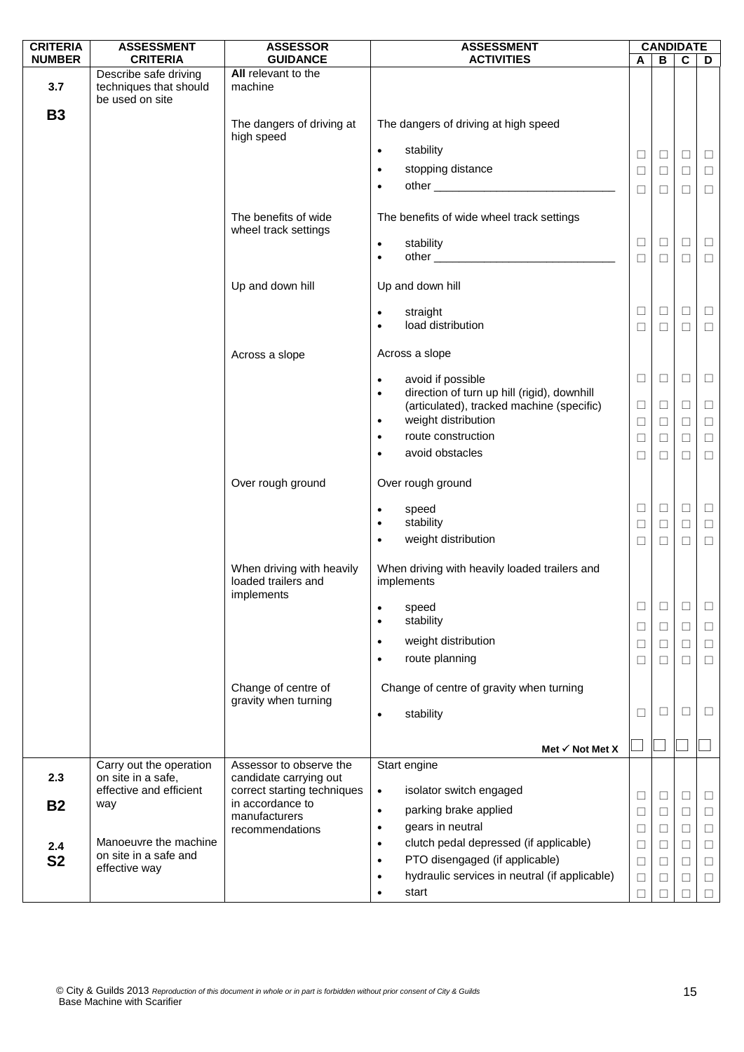| CRITERIA NUMBER | ASSESSMENT CRITERIA | ASSESSOR GUIDANCE | ASSESSMENT ACTIVITIES | CANDIDATE A | B | C | D |
|---|---|---|---|---|---|---|---|
| 3.7<br><br>**B3** | Describe safe driving techniques that should be used on site | **All** relevant to the machine | | | | | |
| | | The dangers of driving at high speed | The dangers of driving at high speed | | | | |
| | | | • stability | ☐ | ☐ | ☐ | ☐ |
| | | | • stopping distance | ☐ | ☐ | ☐ | ☐ |
| | | | • other ____________________________ | ☐ | ☐ | ☐ | ☐ |
| | | The benefits of wide wheel track settings | The benefits of wide wheel track settings | | | | |
| | | | • stability | ☐ | ☐ | ☐ | ☐ |
| | | | • other ____________________________ | ☐ | ☐ | ☐ | ☐ |
| | | Up and down hill | Up and down hill | | | | |
| | | | • straight | ☐ | ☐ | ☐ | ☐ |
| | | | • load distribution | ☐ | ☐ | ☐ | ☐ |
| | | Across a slope | Across a slope | | | | |
| | | | • avoid if possible | ☐ | ☐ | ☐ | ☐ |
| | | | • direction of turn up hill (rigid), downhill (articulated), tracked machine (specific) | ☐ | ☐ | ☐ | ☐ |
| | | | • weight distribution | ☐ | ☐ | ☐ | ☐ |
| | | | • route construction | ☐ | ☐ | ☐ | ☐ |
| | | | • avoid obstacles | ☐ | ☐ | ☐ | ☐ |
| | | Over rough ground | Over rough ground | | | | |
| | | | • speed | ☐ | ☐ | ☐ | ☐ |
| | | | • stability | ☐ | ☐ | ☐ | ☐ |
| | | | • weight distribution | ☐ | ☐ | ☐ | ☐ |
| | | When driving with heavily loaded trailers and implements | When driving with heavily loaded trailers and implements | | | | |
| | | | • speed | ☐ | ☐ | ☐ | ☐ |
| | | | • stability | ☐ | ☐ | ☐ | ☐ |
| | | | • weight distribution | ☐ | ☐ | ☐ | ☐ |
| | | | • route planning | ☐ | ☐ | ☐ | ☐ |
| | | Change of centre of gravity when turning | Change of centre of gravity when turning | | | | |
| | | | • stability | ☐ | ☐ | ☐ | ☐ |
| | | | **Met ✓ Not Met X** | ☐ | ☐ | ☐ | ☐ |
| 2.3<br><br>**B2**<br><br>2.4<br>**S2** | Carry out the operation on site in a safe, effective and efficient way<br><br>Manoeuvre the machine on site in a safe and effective way | Assessor to observe the candidate carrying out correct starting techniques in accordance to manufacturers recommendations | Start engine | | | | |
| | | | • isolator switch engaged | ☐ | ☐ | ☐ | ☐ |
| | | | • parking brake applied | ☐ | ☐ | ☐ | ☐ |
| | | | • gears in neutral | ☐ | ☐ | ☐ | ☐ |
| | | | • clutch pedal depressed (if applicable) | ☐ | ☐ | ☐ | ☐ |
| | | | • PTO disengaged (if applicable) | ☐ | ☐ | ☐ | ☐ |
| | | | • hydraulic services in neutral (if applicable) | ☐ | ☐ | ☐ | ☐ |
| | | | • start | ☐ | ☐ | ☐ | ☐ |

© City & Guilds 2013 *Reproduction of this document in whole or in part is forbidden without prior consent of City & Guilds*
Base Machine with Scarifier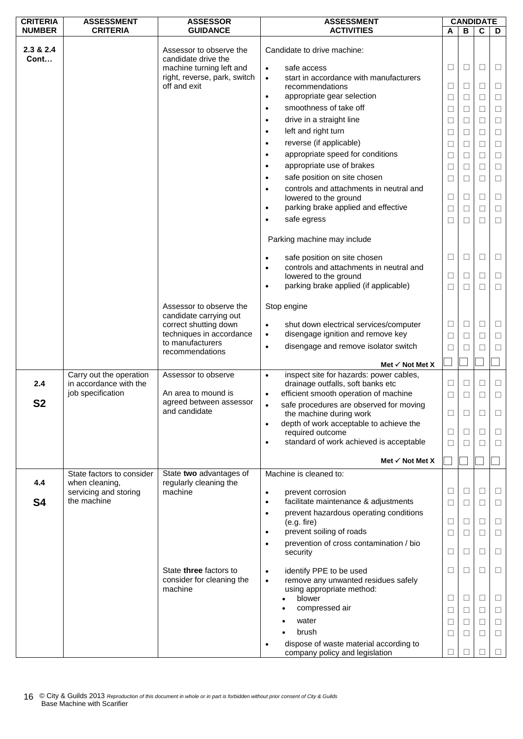| CRITERIA NUMBER | ASSESSMENT CRITERIA | ASSESSOR GUIDANCE | ASSESSMENT ACTIVITIES | CANDIDATE A | B | C | D |
|---|---|---|---|---|---|---|---|
| 2.3 & 2.4 Cont… | | Assessor to observe the candidate drive the machine turning left and right, reverse, park, switch off and exit | Candidate to drive machine: | | | | |
| | | | • safe access | ☐ | ☐ | ☐ | ☐ |
| | | | • start in accordance with manufacturers recommendations | ☐ | ☐ | ☐ | ☐ |
| | | | • appropriate gear selection | ☐ | ☐ | ☐ | ☐ |
| | | | • smoothness of take off | ☐ | ☐ | ☐ | ☐ |
| | | | • drive in a straight line | ☐ | ☐ | ☐ | ☐ |
| | | | • left and right turn | ☐ | ☐ | ☐ | ☐ |
| | | | • reverse (if applicable) | ☐ | ☐ | ☐ | ☐ |
| | | | • appropriate speed for conditions | ☐ | ☐ | ☐ | ☐ |
| | | | • appropriate use of brakes | ☐ | ☐ | ☐ | ☐ |
| | | | • safe position on site chosen | ☐ | ☐ | ☐ | ☐ |
| | | | • controls and attachments in neutral and lowered to the ground | ☐ | ☐ | ☐ | ☐ |
| | | | • parking brake applied and effective | ☐ | ☐ | ☐ | ☐ |
| | | | • safe egress | ☐ | ☐ | ☐ | ☐ |
| | | | Parking machine may include | | | | |
| | | | • safe position on site chosen | ☐ | ☐ | ☐ | ☐ |
| | | | • controls and attachments in neutral and lowered to the ground | ☐ | ☐ | ☐ | ☐ |
| | | | • parking brake applied (if applicable) | ☐ | ☐ | ☐ | ☐ |
| | | Assessor to observe the candidate carrying out correct shutting down techniques in accordance to manufacturers recommendations | Stop engine | | | | |
| | | | • shut down electrical services/computer | ☐ | ☐ | ☐ | ☐ |
| | | | • disengage ignition and remove key | ☐ | ☐ | ☐ | ☐ |
| | | | • disengage and remove isolator switch | ☐ | ☐ | ☐ | ☐ |
| | | | **Met ✓ Not Met X** | ☐ | ☐ | ☐ | ☐ |
| 2.4<br>**S2** | Carry out the operation in accordance with the job specification | Assessor to observe<br>An area to mound is agreed between assessor and candidate | • inspect site for hazards: power cables, drainage outfalls, soft banks etc | ☐ | ☐ | ☐ | ☐ |
| | | | • efficient smooth operation of machine | ☐ | ☐ | ☐ | ☐ |
| | | | • safe procedures are observed for moving the machine during work | ☐ | ☐ | ☐ | ☐ |
| | | | • depth of work acceptable to achieve the required outcome | ☐ | ☐ | ☐ | ☐ |
| | | | • standard of work achieved is acceptable | ☐ | ☐ | ☐ | ☐ |
| | | | **Met ✓ Not Met X** | ☐ | ☐ | ☐ | ☐ |
| 4.4<br>**S4** | State factors to consider when cleaning, servicing and storing the machine | State **two** advantages of regularly cleaning the machine | Machine is cleaned to: | | | | |
| | | | • prevent corrosion | ☐ | ☐ | ☐ | ☐ |
| | | | • facilitate maintenance & adjustments | ☐ | ☐ | ☐ | ☐ |
| | | | • prevent hazardous operating conditions (e.g. fire) | ☐ | ☐ | ☐ | ☐ |
| | | | • prevent soiling of roads | ☐ | ☐ | ☐ | ☐ |
| | | | • prevention of cross contamination / bio security | ☐ | ☐ | ☐ | ☐ |
| | | State **three** factors to consider for cleaning the machine | • identify PPE to be used | ☐ | ☐ | ☐ | ☐ |
| | | | • remove any unwanted residues safely using appropriate method: | | | | |
| | | | &nbsp;&nbsp;• blower | ☐ | ☐ | ☐ | ☐ |
| | | | &nbsp;&nbsp;• compressed air | ☐ | ☐ | ☐ | ☐ |
| | | | &nbsp;&nbsp;• water | ☐ | ☐ | ☐ | ☐ |
| | | | &nbsp;&nbsp;• brush | ☐ | ☐ | ☐ | ☐ |
| | | | • dispose of waste material according to company policy and legislation | ☐ | ☐ | ☐ | ☐ |

© City & Guilds 2013 *Reproduction of this document in whole or in part is forbidden without prior consent of City & Guilds*
Base Machine with Scarifier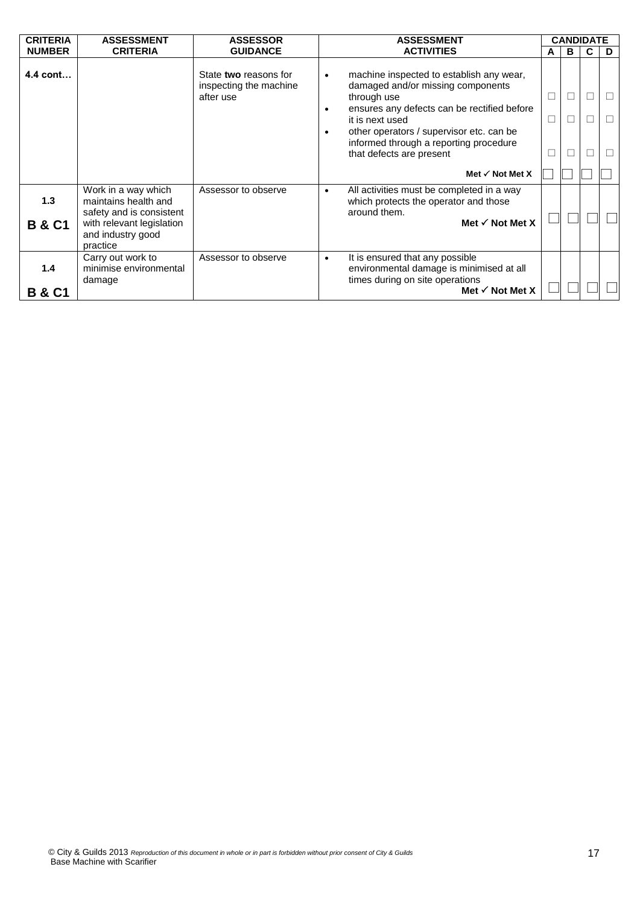| CRITERIA NUMBER | ASSESSMENT CRITERIA | ASSESSOR GUIDANCE | ASSESSMENT ACTIVITIES | CANDIDATE | | | |
|---|---|---|---|---|---|---|---|
| | | | | A | B | C | D |
| 4.4 cont… | | State **two** reasons for inspecting the machine after use | • machine inspected to establish any wear, damaged and/or missing components through use<br>• ensures any defects can be rectified before it is next used<br>• other operators / supervisor etc. can be informed through a reporting procedure that defects are present<br><br>**Met ✓ Not Met X** | ☐ ☐ ☐ ☐ | ☐ ☐ ☐ ☐ | ☐ ☐ ☐ ☐ | ☐ ☐ ☐ ☐ |
| 1.3<br><br>**B & C1** | Work in a way which maintains health and safety and is consistent with relevant legislation and industry good practice | Assessor to observe | • All activities must be completed in a way which protects the operator and those around them.<br>**Met ✓ Not Met X** | ☐ | ☐ | ☐ | ☐ |
| 1.4<br><br>**B & C1** | Carry out work to minimise environmental damage | Assessor to observe | • It is ensured that any possible environmental damage is minimised at all times during on site operations<br>**Met ✓ Not Met X** | ☐ | ☐ | ☐ | ☐ |

© City & Guilds 2013 *Reproduction of this document in whole or in part is forbidden without prior consent of City & Guilds*
Base Machine with Scarifier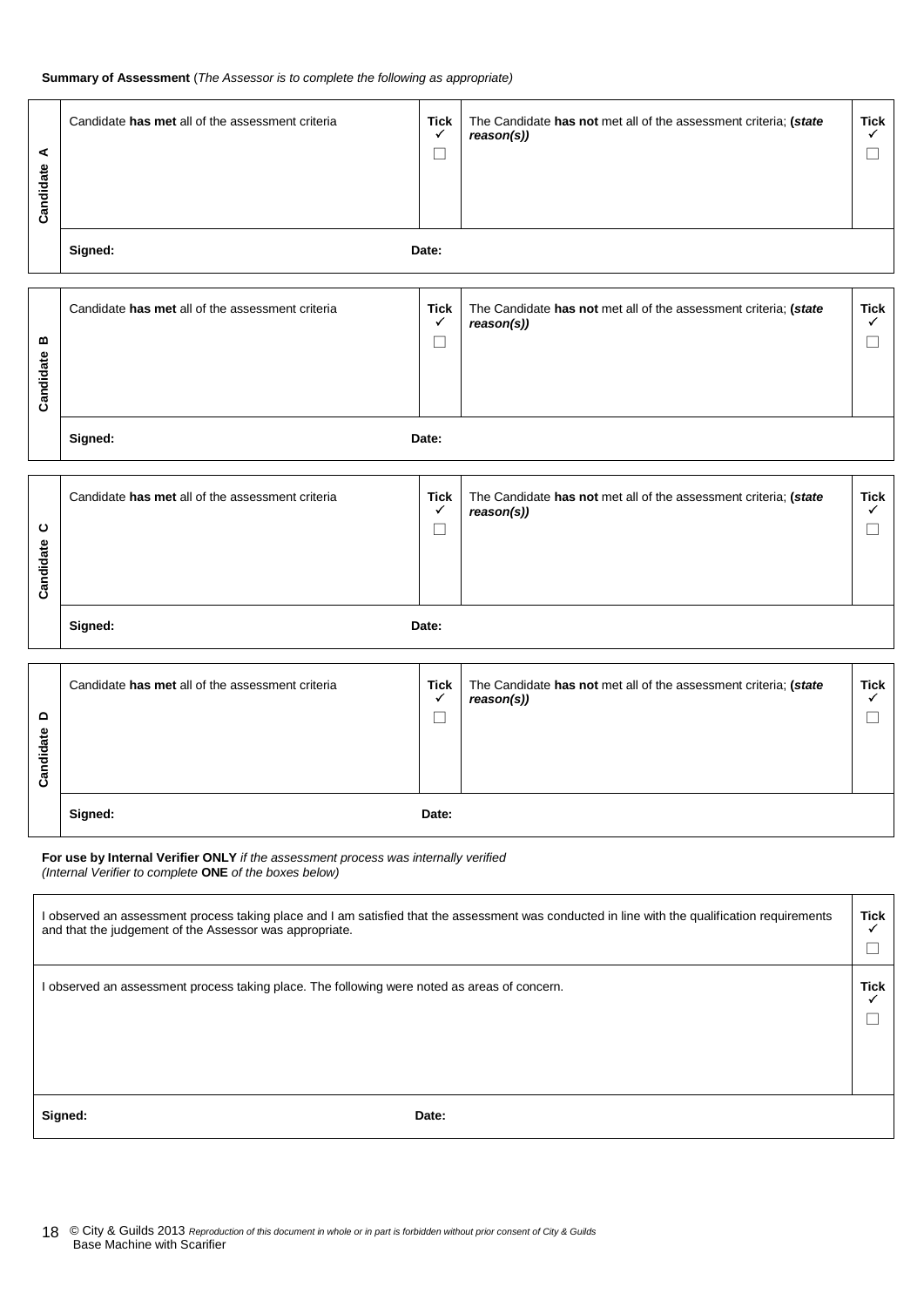**Summary of Assessment** (*The Assessor is to complete the following as appropriate*)

| | | | | |
|---|---|---|---|---|
| **Candidate A** | Candidate **has met** all of the assessment criteria | **Tick** ✓ ☐ | The Candidate **has not** met all of the assessment criteria; **(*state reason(s)*)** | **Tick** ✓ ☐ |
| | **Signed:** | **Date:** | | |

| | | | | |
|---|---|---|---|---|
| **Candidate B** | Candidate **has met** all of the assessment criteria | **Tick** ✓ ☐ | The Candidate **has not** met all of the assessment criteria; **(*state reason(s)*)** | **Tick** ✓ ☐ |
| | **Signed:** | **Date:** | | |

| | | | | |
|---|---|---|---|---|
| **Candidate C** | Candidate **has met** all of the assessment criteria | **Tick** ✓ ☐ | The Candidate **has not** met all of the assessment criteria; **(*state reason(s)*)** | **Tick** ✓ ☐ |
| | **Signed:** | **Date:** | | |

| | | | | |
|---|---|---|---|---|
| **Candidate D** | Candidate **has met** all of the assessment criteria | **Tick** ✓ ☐ | The Candidate **has not** met all of the assessment criteria; **(*state reason(s)*)** | **Tick** ✓ ☐ |
| | **Signed:** | **Date:** | | |

**For use by Internal Verifier ONLY** *if the assessment process was internally verified*
*(Internal Verifier to complete* **ONE** *of the boxes below)*

| | | |
|---|---|---|
| I observed an assessment process taking place and I am satisfied that the assessment was conducted in line with the qualification requirements and that the judgement of the Assessor was appropriate. | | **Tick** ✓ ☐ |
| I observed an assessment process taking place. The following were noted as areas of concern. | | **Tick** ✓ ☐ |
| **Signed:** | **Date:** | |

© City & Guilds 2013 *Reproduction of this document in whole or in part is forbidden without prior consent of City & Guilds*
Base Machine with Scarifier